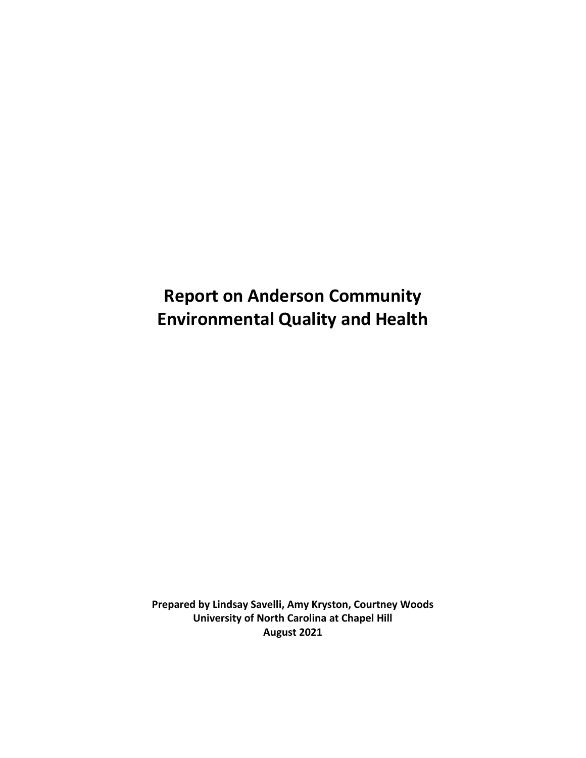# Report on Anderson Community Environmental Quality and Health

**Prepared by Lindsay Savelli, Amy Kryston, Courtney Woods**
**University of North Carolina at Chapel Hill**
**August 2021**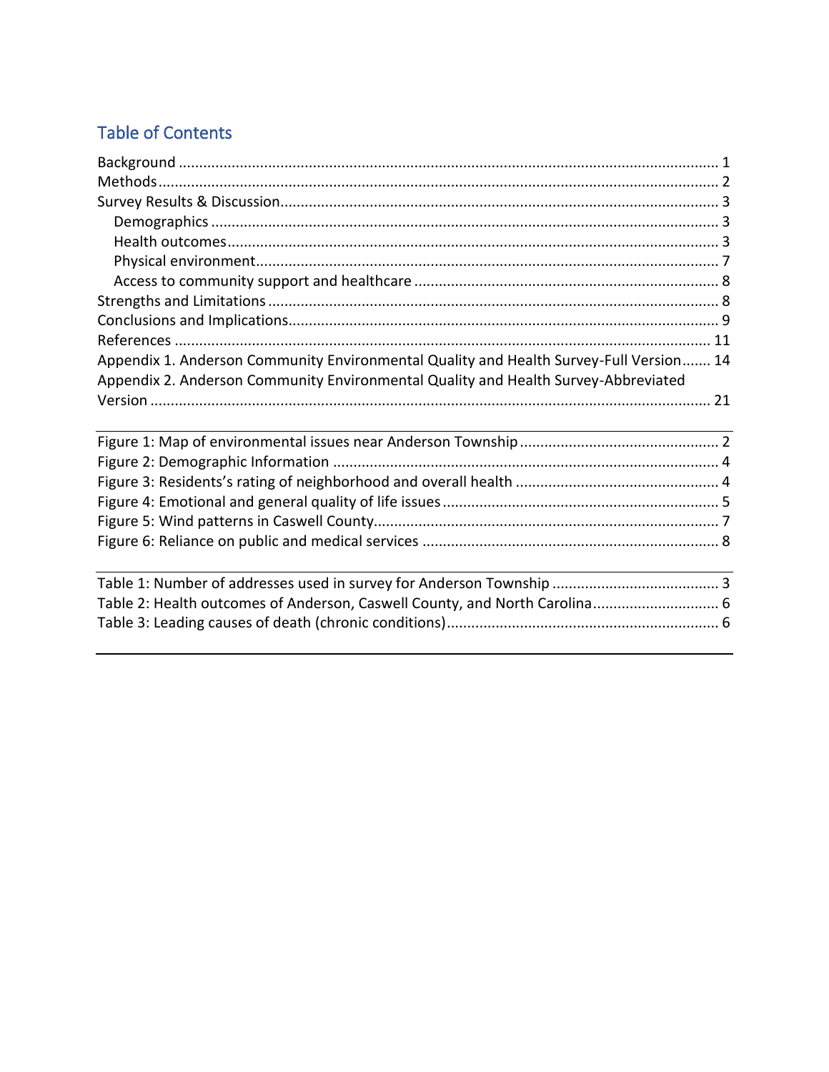## Table of Contents

Background ........................................................................................................................... 1
Methods ................................................................................................................................ 2
Survey Results & Discussion ................................................................................................. 3
  Demographics ..................................................................................................................... 3
  Health outcomes .................................................................................................................. 3
  Physical environment .......................................................................................................... 7
  Access to community support and healthcare ..................................................................... 8
Strengths and Limitations ..................................................................................................... 8
Conclusions and Implications ................................................................................................ 9
References ........................................................................................................................... 11
Appendix 1. Anderson Community Environmental Quality and Health Survey-Full Version ....... 14
Appendix 2. Anderson Community Environmental Quality and Health Survey-Abbreviated Version ................................................................................................................................ 21

Figure 1: Map of environmental issues near Anderson Township ........................................... 2
Figure 2: Demographic Information ........................................................................................ 4
Figure 3: Residents's rating of neighborhood and overall health ............................................ 4
Figure 4: Emotional and general quality of life issues ............................................................. 5
Figure 5: Wind patterns in Caswell County .............................................................................. 7
Figure 6: Reliance on public and medical services .................................................................. 8

Table 1: Number of addresses used in survey for Anderson Township .................................... 3
Table 2: Health outcomes of Anderson, Caswell County, and North Carolina .......................... 6
Table 3: Leading causes of death (chronic conditions) ............................................................ 6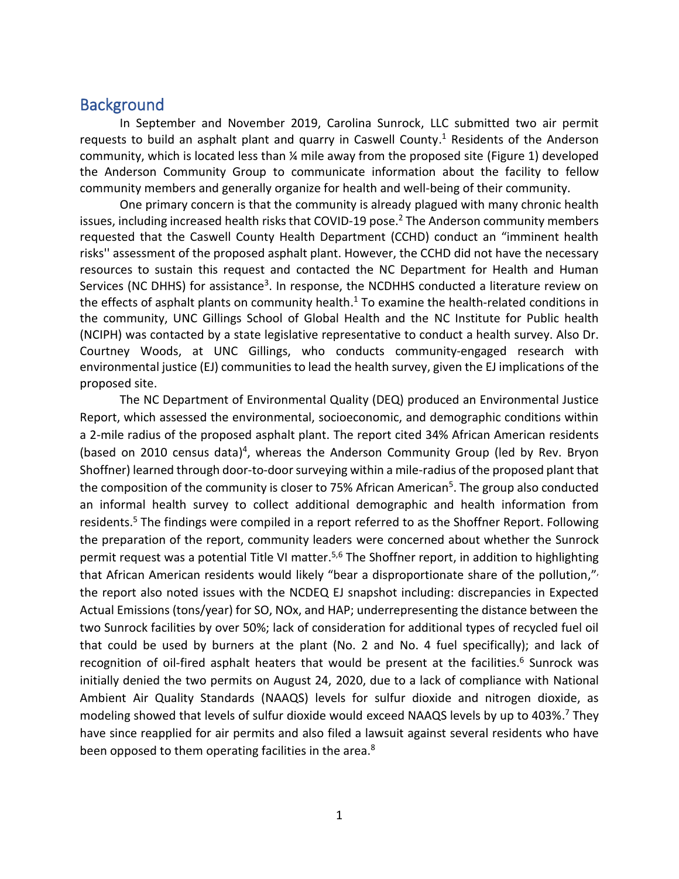## Background

In September and November 2019, Carolina Sunrock, LLC submitted two air permit requests to build an asphalt plant and quarry in Caswell County.[1] Residents of the Anderson community, which is located less than ¼ mile away from the proposed site (Figure 1) developed the Anderson Community Group to communicate information about the facility to fellow community members and generally organize for health and well-being of their community.

One primary concern is that the community is already plagued with many chronic health issues, including increased health risks that COVID-19 pose.[2] The Anderson community members requested that the Caswell County Health Department (CCHD) conduct an "imminent health risks'' assessment of the proposed asphalt plant. However, the CCHD did not have the necessary resources to sustain this request and contacted the NC Department for Health and Human Services (NC DHHS) for assistance[3]. In response, the NCDHHS conducted a literature review on the effects of asphalt plants on community health.[1] To examine the health-related conditions in the community, UNC Gillings School of Global Health and the NC Institute for Public health (NCIPH) was contacted by a state legislative representative to conduct a health survey. Also Dr. Courtney Woods, at UNC Gillings, who conducts community-engaged research with environmental justice (EJ) communities to lead the health survey, given the EJ implications of the proposed site.

The NC Department of Environmental Quality (DEQ) produced an Environmental Justice Report, which assessed the environmental, socioeconomic, and demographic conditions within a 2-mile radius of the proposed asphalt plant. The report cited 34% African American residents (based on 2010 census data)[4], whereas the Anderson Community Group (led by Rev. Bryon Shoffner) learned through door-to-door surveying within a mile-radius of the proposed plant that the composition of the community is closer to 75% African American[5]. The group also conducted an informal health survey to collect additional demographic and health information from residents.[5] The findings were compiled in a report referred to as the Shoffner Report. Following the preparation of the report, community leaders were concerned about whether the Sunrock permit request was a potential Title VI matter.[5,6] The Shoffner report, in addition to highlighting that African American residents would likely "bear a disproportionate share of the pollution," the report also noted issues with the NCDEQ EJ snapshot including: discrepancies in Expected Actual Emissions (tons/year) for SO, NOx, and HAP; underrepresenting the distance between the two Sunrock facilities by over 50%; lack of consideration for additional types of recycled fuel oil that could be used by burners at the plant (No. 2 and No. 4 fuel specifically); and lack of recognition of oil-fired asphalt heaters that would be present at the facilities.[6] Sunrock was initially denied the two permits on August 24, 2020, due to a lack of compliance with National Ambient Air Quality Standards (NAAQS) levels for sulfur dioxide and nitrogen dioxide, as modeling showed that levels of sulfur dioxide would exceed NAAQS levels by up to 403%.[7] They have since reapplied for air permits and also filed a lawsuit against several residents who have been opposed to them operating facilities in the area.[8]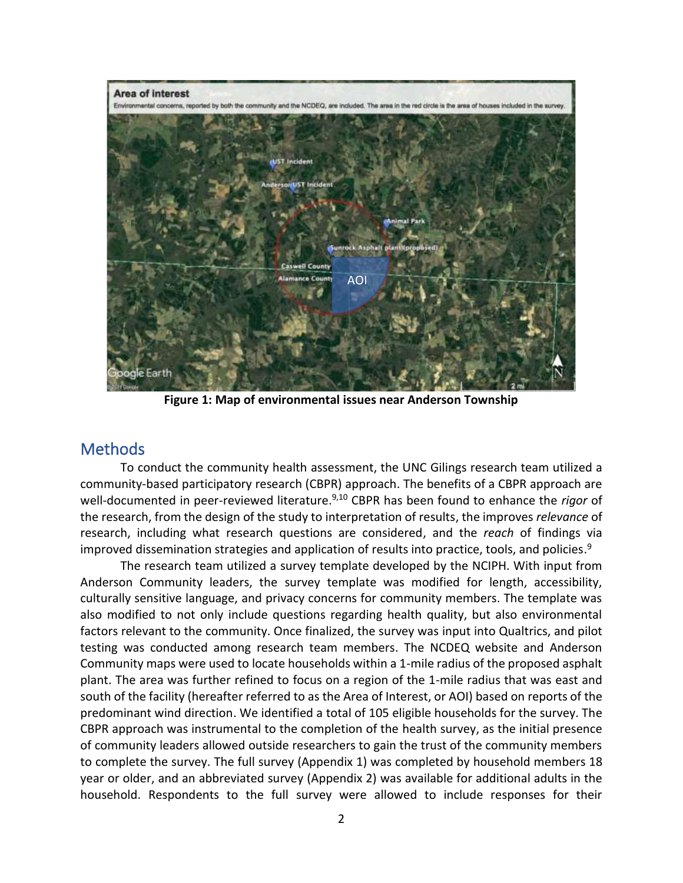**Figure 1: Map of environmental issues near Anderson Township**

## Methods

To conduct the community health assessment, the UNC Gilings research team utilized a community-based participatory research (CBPR) approach. The benefits of a CBPR approach are well-documented in peer-reviewed literature.[9,10] CBPR has been found to enhance the *rigor* of the research, from the design of the study to interpretation of results, the improves *relevance* of research, including what research questions are considered, and the *reach* of findings via improved dissemination strategies and application of results into practice, tools, and policies.[9]

The research team utilized a survey template developed by the NCIPH. With input from Anderson Community leaders, the survey template was modified for length, accessibility, culturally sensitive language, and privacy concerns for community members. The template was also modified to not only include questions regarding health quality, but also environmental factors relevant to the community. Once finalized, the survey was input into Qualtrics, and pilot testing was conducted among research team members. The NCDEQ website and Anderson Community maps were used to locate households within a 1-mile radius of the proposed asphalt plant. The area was further refined to focus on a region of the 1-mile radius that was east and south of the facility (hereafter referred to as the Area of Interest, or AOI) based on reports of the predominant wind direction. We identified a total of 105 eligible households for the survey. The CBPR approach was instrumental to the completion of the health survey, as the initial presence of community leaders allowed outside researchers to gain the trust of the community members to complete the survey. The full survey (Appendix 1) was completed by household members 18 year or older, and an abbreviated survey (Appendix 2) was available for additional adults in the household. Respondents to the full survey were allowed to include responses for their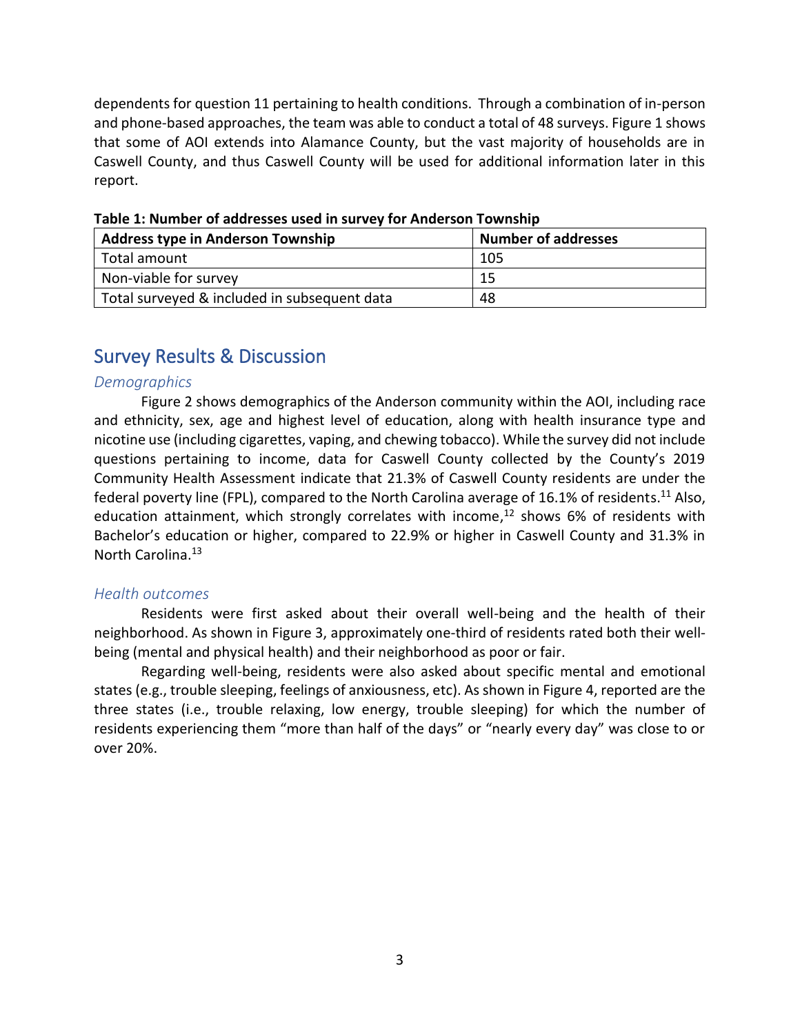dependents for question 11 pertaining to health conditions. Through a combination of in-person and phone-based approaches, the team was able to conduct a total of 48 surveys. Figure 1 shows that some of AOI extends into Alamance County, but the vast majority of households are in Caswell County, and thus Caswell County will be used for additional information later in this report.

**Table 1: Number of addresses used in survey for Anderson Township**

| Address type in Anderson Township | Number of addresses |
|---|---|
| Total amount | 105 |
| Non-viable for survey | 15 |
| Total surveyed & included in subsequent data | 48 |

## Survey Results & Discussion

### *Demographics*

Figure 2 shows demographics of the Anderson community within the AOI, including race and ethnicity, sex, age and highest level of education, along with health insurance type and nicotine use (including cigarettes, vaping, and chewing tobacco). While the survey did not include questions pertaining to income, data for Caswell County collected by the County's 2019 Community Health Assessment indicate that 21.3% of Caswell County residents are under the federal poverty line (FPL), compared to the North Carolina average of 16.1% of residents.[11] Also, education attainment, which strongly correlates with income,[12] shows 6% of residents with Bachelor's education or higher, compared to 22.9% or higher in Caswell County and 31.3% in North Carolina.[13]

### *Health outcomes*

Residents were first asked about their overall well-being and the health of their neighborhood. As shown in Figure 3, approximately one-third of residents rated both their well-being (mental and physical health) and their neighborhood as poor or fair.

Regarding well-being, residents were also asked about specific mental and emotional states (e.g., trouble sleeping, feelings of anxiousness, etc). As shown in Figure 4, reported are the three states (i.e., trouble relaxing, low energy, trouble sleeping) for which the number of residents experiencing them "more than half of the days" or "nearly every day" was close to or over 20%.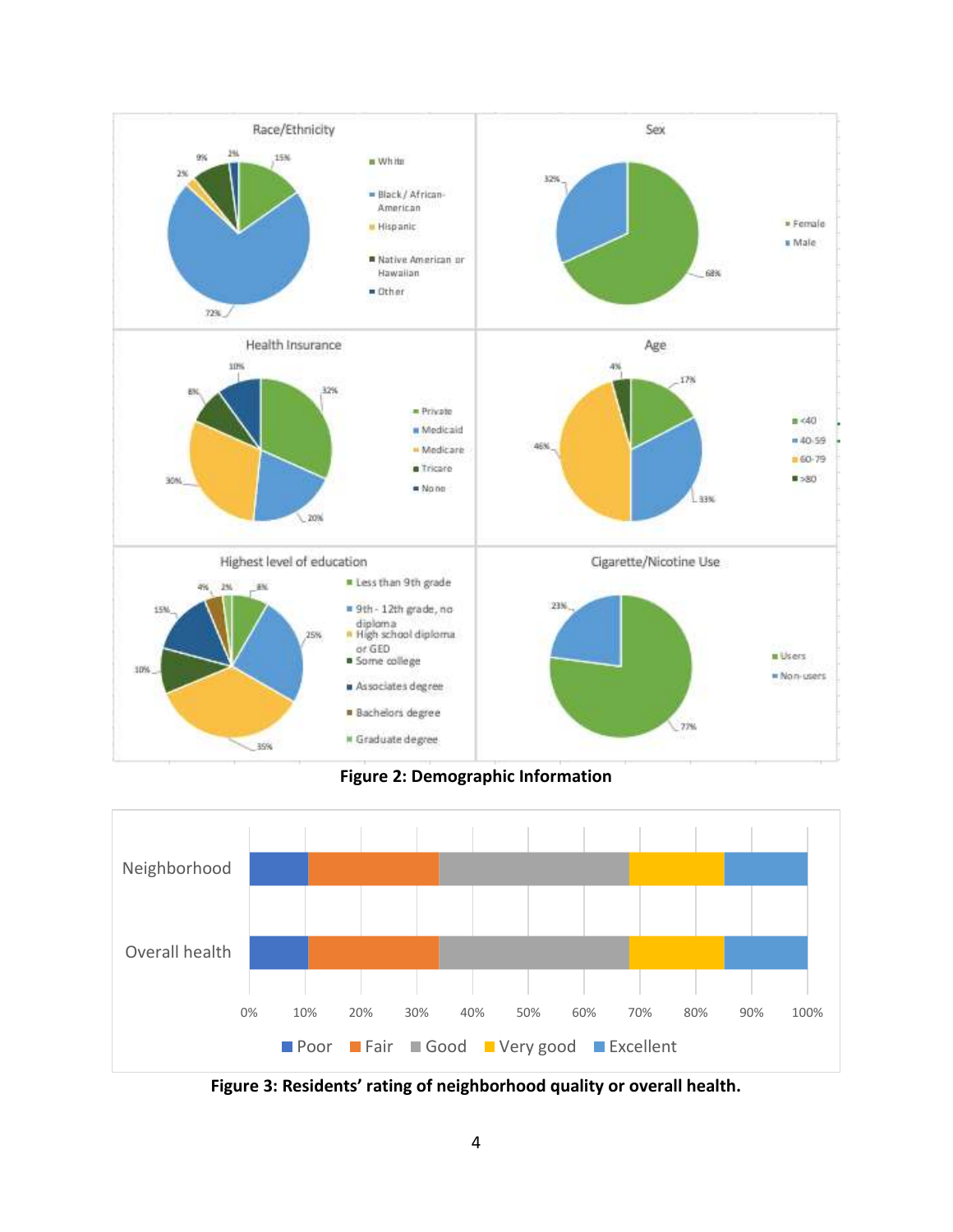Figure 2: Demographic Information

Figure 3: Residents' rating of neighborhood quality or overall health.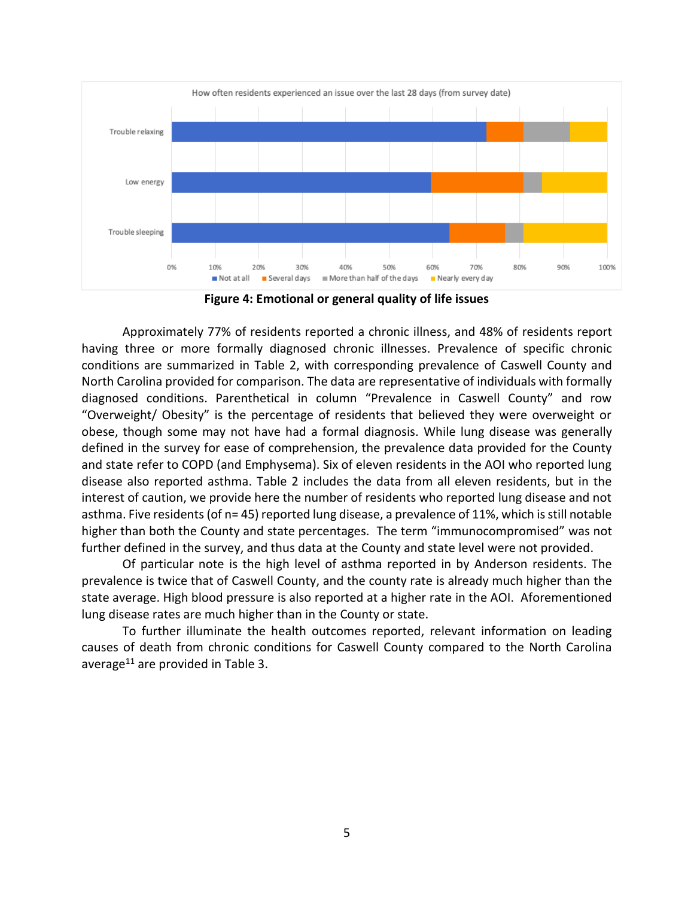How often residents experienced an issue over the last 28 days (from survey date)

**Figure 4: Emotional or general quality of life issues**

Approximately 77% of residents reported a chronic illness, and 48% of residents report having three or more formally diagnosed chronic illnesses. Prevalence of specific chronic conditions are summarized in Table 2, with corresponding prevalence of Caswell County and North Carolina provided for comparison. The data are representative of individuals with formally diagnosed conditions. Parenthetical in column "Prevalence in Caswell County" and row "Overweight/ Obesity" is the percentage of residents that believed they were overweight or obese, though some may not have had a formal diagnosis. While lung disease was generally defined in the survey for ease of comprehension, the prevalence data provided for the County and state refer to COPD (and Emphysema). Six of eleven residents in the AOI who reported lung disease also reported asthma. Table 2 includes the data from all eleven residents, but in the interest of caution, we provide here the number of residents who reported lung disease and not asthma. Five residents (of n= 45) reported lung disease, a prevalence of 11%, which is still notable higher than both the County and state percentages. The term "immunocompromised" was not further defined in the survey, and thus data at the County and state level were not provided.

Of particular note is the high level of asthma reported in by Anderson residents. The prevalence is twice that of Caswell County, and the county rate is already much higher than the state average. High blood pressure is also reported at a higher rate in the AOI. Aforementioned lung disease rates are much higher than in the County or state.

To further illuminate the health outcomes reported, relevant information on leading causes of death from chronic conditions for Caswell County compared to the North Carolina average[11] are provided in Table 3.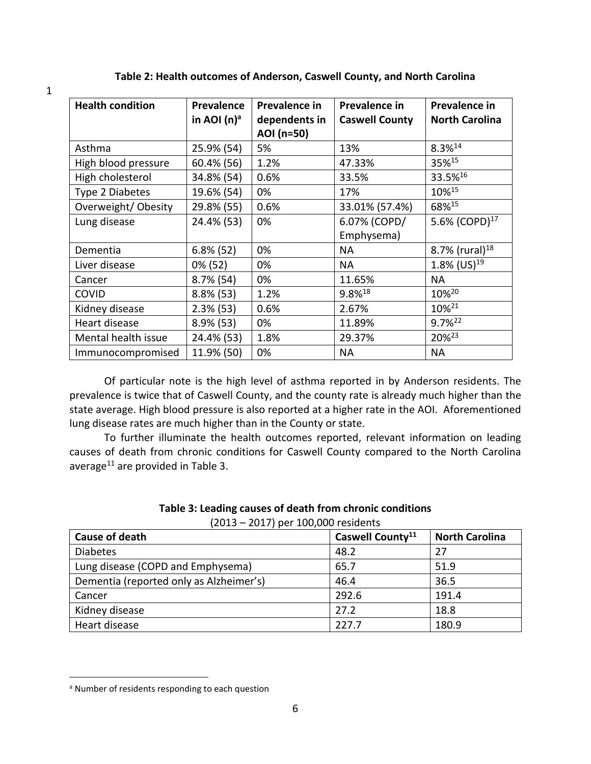**Table 2: Health outcomes of Anderson, Caswell County, and North Carolina**

| Health condition | Prevalence in AOI (n)[a] | Prevalence in dependents in AOI (n=50) | Prevalence in Caswell County | Prevalence in North Carolina |
|---|---|---|---|---|
| Asthma | 25.9% (54) | 5% | 13% | 8.3%[14] |
| High blood pressure | 60.4% (56) | 1.2% | 47.33% | 35%[15] |
| High cholesterol | 34.8% (54) | 0.6% | 33.5% | 33.5%[16] |
| Type 2 Diabetes | 19.6% (54) | 0% | 17% | 10%[15] |
| Overweight/ Obesity | 29.8% (55) | 0.6% | 33.01% (57.4%) | 68%[15] |
| Lung disease | 24.4% (53) | 0% | 6.07% (COPD/ Emphysema) | 5.6% (COPD)[17] |
| Dementia | 6.8% (52) | 0% | NA | 8.7% (rural)[18] |
| Liver disease | 0% (52) | 0% | NA | 1.8% (US)[19] |
| Cancer | 8.7% (54) | 0% | 11.65% | NA |
| COVID | 8.8% (53) | 1.2% | 9.8%[18] | 10%[20] |
| Kidney disease | 2.3% (53) | 0.6% | 2.67% | 10%[21] |
| Heart disease | 8.9% (53) | 0% | 11.89% | 9.7%[22] |
| Mental health issue | 24.4% (53) | 1.8% | 29.37% | 20%[23] |
| Immunocompromised | 11.9% (50) | 0% | NA | NA |

Of particular note is the high level of asthma reported in by Anderson residents. The prevalence is twice that of Caswell County, and the county rate is already much higher than the state average. High blood pressure is also reported at a higher rate in the AOI. Aforementioned lung disease rates are much higher than in the County or state.

To further illuminate the health outcomes reported, relevant information on leading causes of death from chronic conditions for Caswell County compared to the North Carolina average[11] are provided in Table 3.

**Table 3: Leading causes of death from chronic conditions**

(2013 – 2017) per 100,000 residents

| Cause of death | Caswell County[11] | North Carolina |
|---|---|---|
| Diabetes | 48.2 | 27 |
| Lung disease (COPD and Emphysema) | 65.7 | 51.9 |
| Dementia (reported only as Alzheimer's) | 46.4 | 36.5 |
| Cancer | 292.6 | 191.4 |
| Kidney disease | 27.2 | 18.8 |
| Heart disease | 227.7 | 180.9 |

[a] Number of residents responding to each question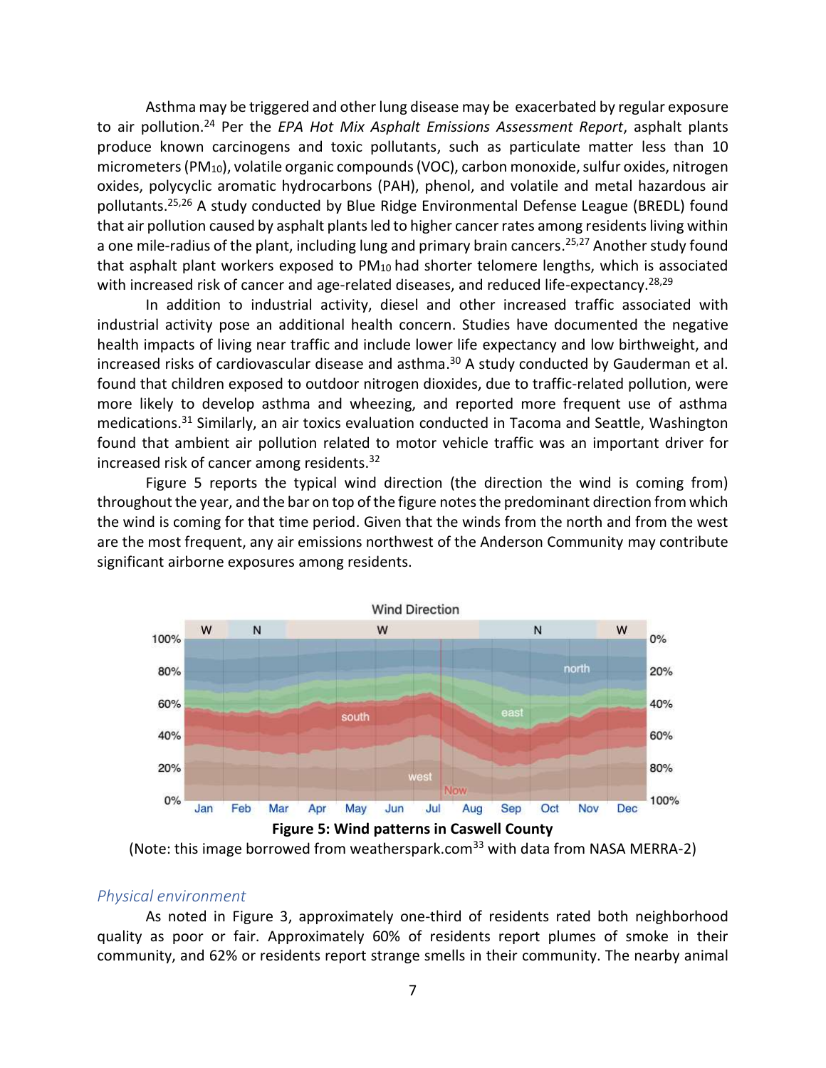Asthma may be triggered and other lung disease may be exacerbated by regular exposure to air pollution.[24] Per the *EPA Hot Mix Asphalt Emissions Assessment Report*, asphalt plants produce known carcinogens and toxic pollutants, such as particulate matter less than 10 micrometers ($PM_{10}$), volatile organic compounds (VOC), carbon monoxide, sulfur oxides, nitrogen oxides, polycyclic aromatic hydrocarbons (PAH), phenol, and volatile and metal hazardous air pollutants.[25,26] A study conducted by Blue Ridge Environmental Defense League (BREDL) found that air pollution caused by asphalt plants led to higher cancer rates among residents living within a one mile-radius of the plant, including lung and primary brain cancers.[25,27] Another study found that asphalt plant workers exposed to $PM_{10}$ had shorter telomere lengths, which is associated with increased risk of cancer and age-related diseases, and reduced life-expectancy.[28,29]

In addition to industrial activity, diesel and other increased traffic associated with industrial activity pose an additional health concern. Studies have documented the negative health impacts of living near traffic and include lower life expectancy and low birthweight, and increased risks of cardiovascular disease and asthma.[30] A study conducted by Gauderman et al. found that children exposed to outdoor nitrogen dioxides, due to traffic-related pollution, were more likely to develop asthma and wheezing, and reported more frequent use of asthma medications.[31] Similarly, an air toxics evaluation conducted in Tacoma and Seattle, Washington found that ambient air pollution related to motor vehicle traffic was an important driver for increased risk of cancer among residents.[32]

Figure 5 reports the typical wind direction (the direction the wind is coming from) throughout the year, and the bar on top of the figure notes the predominant direction from which the wind is coming for that time period. Given that the winds from the north and from the west are the most frequent, any air emissions northwest of the Anderson Community may contribute significant airborne exposures among residents.

**Figure 5: Wind patterns in Caswell County**

(Note: this image borrowed from weatherspark.com[33] with data from NASA MERRA-2)

### *Physical environment*

As noted in Figure 3, approximately one-third of residents rated both neighborhood quality as poor or fair. Approximately 60% of residents report plumes of smoke in their community, and 62% or residents report strange smells in their community. The nearby animal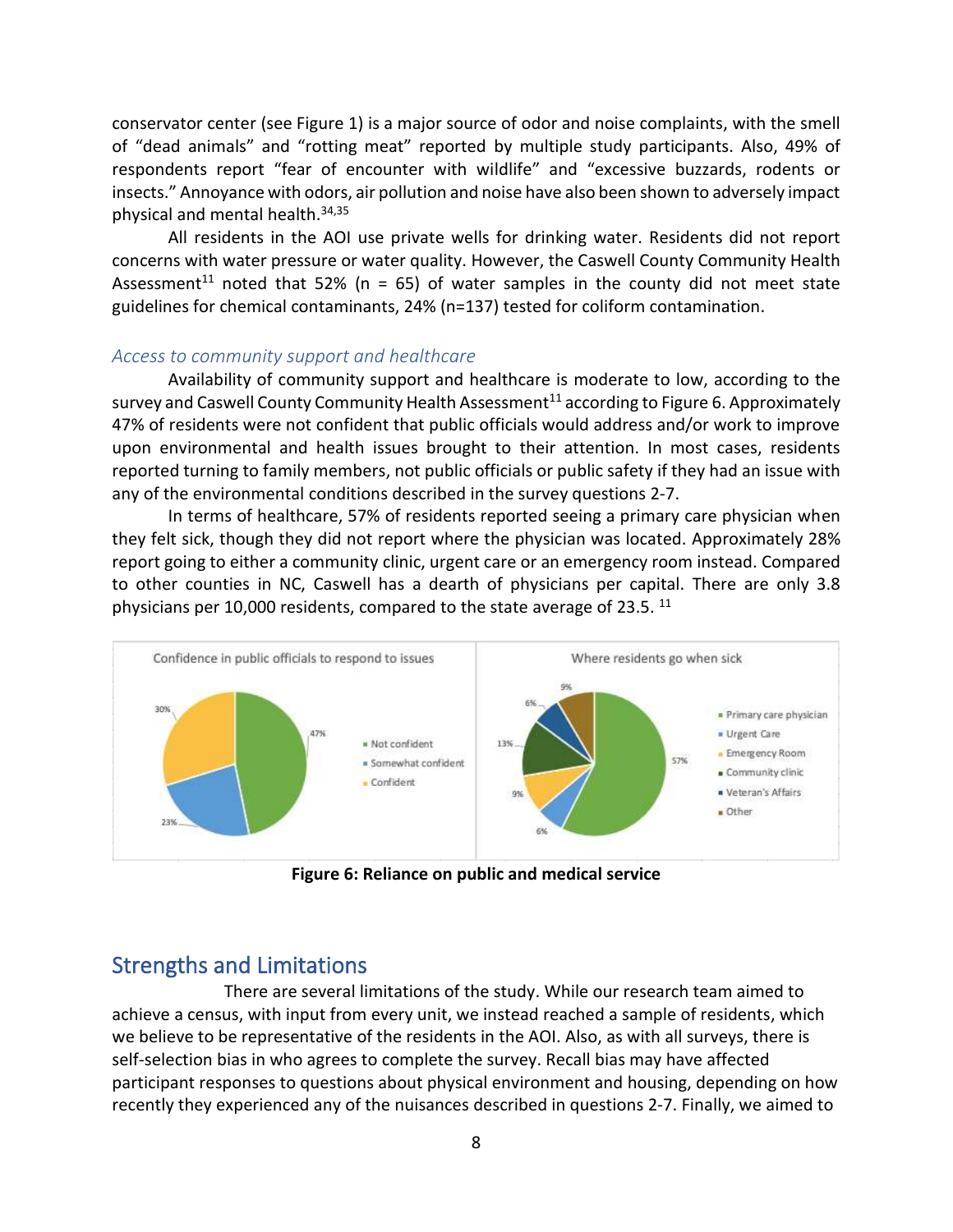conservator center (see Figure 1) is a major source of odor and noise complaints, with the smell of "dead animals" and "rotting meat" reported by multiple study participants. Also, 49% of respondents report "fear of encounter with wildlife" and "excessive buzzards, rodents or insects." Annoyance with odors, air pollution and noise have also been shown to adversely impact physical and mental health.[34,35]

All residents in the AOI use private wells for drinking water. Residents did not report concerns with water pressure or water quality. However, the Caswell County Community Health Assessment[11] noted that 52% (n = 65) of water samples in the county did not meet state guidelines for chemical contaminants, 24% (n=137) tested for coliform contamination.

### *Access to community support and healthcare*

Availability of community support and healthcare is moderate to low, according to the survey and Caswell County Community Health Assessment[11] according to Figure 6. Approximately 47% of residents were not confident that public officials would address and/or work to improve upon environmental and health issues brought to their attention. In most cases, residents reported turning to family members, not public officials or public safety if they had an issue with any of the environmental conditions described in the survey questions 2-7.

In terms of healthcare, 57% of residents reported seeing a primary care physician when they felt sick, though they did not report where the physician was located. Approximately 28% report going to either a community clinic, urgent care or an emergency room instead. Compared to other counties in NC, Caswell has a dearth of physicians per capital. There are only 3.8 physicians per 10,000 residents, compared to the state average of 23.5.[11]

Confidence in public officials to respond to issues

- Not confident: 47%
- Somewhat confident: 23%
- Confident: 30%

Where residents go when sick

- Primary care physician: 57%
- Urgent Care: 6%
- Emergency Room: 9%
- Community clinic: 13%
- Veteran's Affairs: 6%
- Other: 9%

**Figure 6: Reliance on public and medical service**

## Strengths and Limitations

There are several limitations of the study. While our research team aimed to achieve a census, with input from every unit, we instead reached a sample of residents, which we believe to be representative of the residents in the AOI. Also, as with all surveys, there is self-selection bias in who agrees to complete the survey. Recall bias may have affected participant responses to questions about physical environment and housing, depending on how recently they experienced any of the nuisances described in questions 2-7. Finally, we aimed to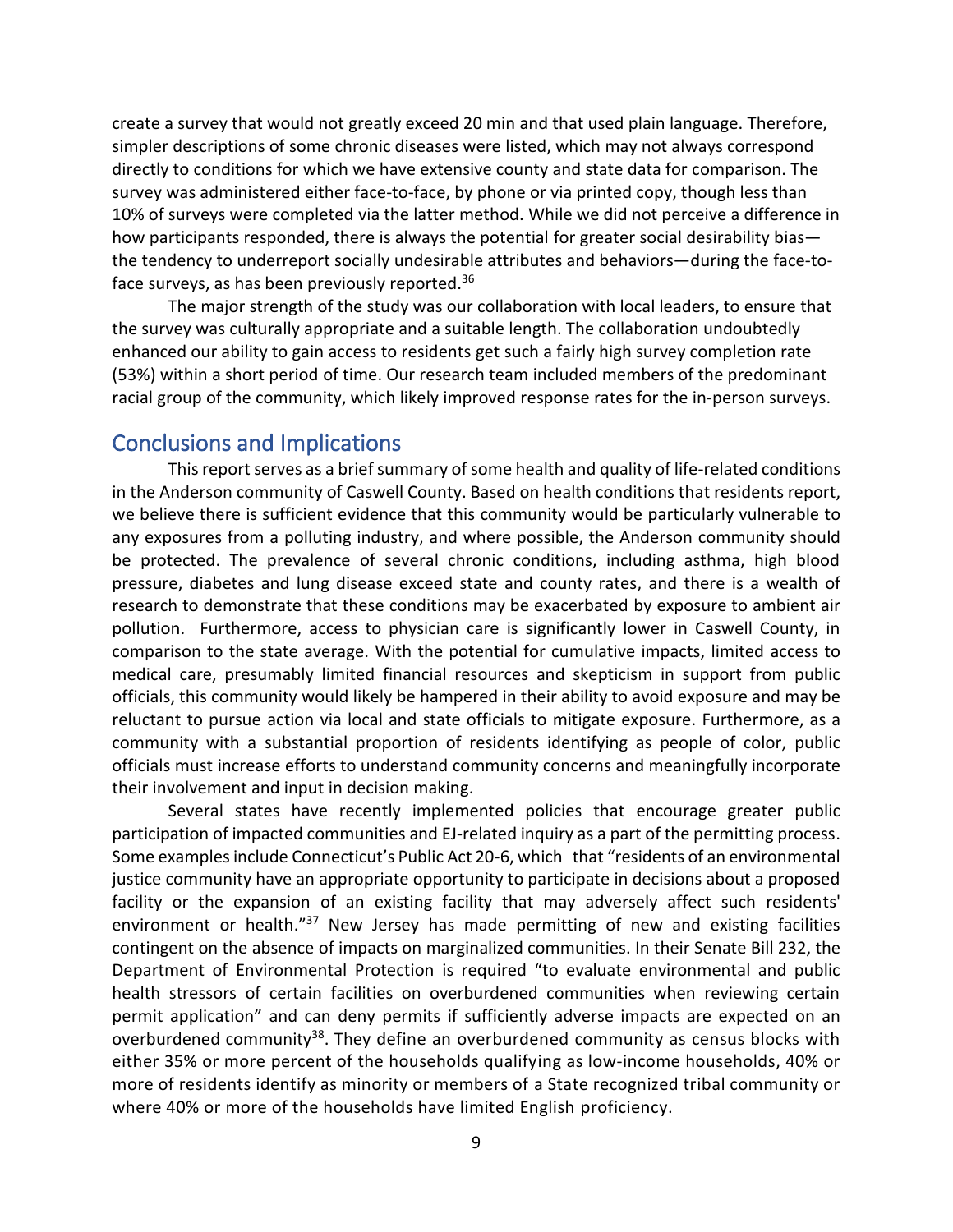create a survey that would not greatly exceed 20 min and that used plain language. Therefore, simpler descriptions of some chronic diseases were listed, which may not always correspond directly to conditions for which we have extensive county and state data for comparison. The survey was administered either face-to-face, by phone or via printed copy, though less than 10% of surveys were completed via the latter method. While we did not perceive a difference in how participants responded, there is always the potential for greater social desirability bias—the tendency to underreport socially undesirable attributes and behaviors—during the face-to-face surveys, as has been previously reported.[36]

The major strength of the study was our collaboration with local leaders, to ensure that the survey was culturally appropriate and a suitable length. The collaboration undoubtedly enhanced our ability to gain access to residents get such a fairly high survey completion rate (53%) within a short period of time. Our research team included members of the predominant racial group of the community, which likely improved response rates for the in-person surveys.

## Conclusions and Implications

This report serves as a brief summary of some health and quality of life-related conditions in the Anderson community of Caswell County. Based on health conditions that residents report, we believe there is sufficient evidence that this community would be particularly vulnerable to any exposures from a polluting industry, and where possible, the Anderson community should be protected. The prevalence of several chronic conditions, including asthma, high blood pressure, diabetes and lung disease exceed state and county rates, and there is a wealth of research to demonstrate that these conditions may be exacerbated by exposure to ambient air pollution. Furthermore, access to physician care is significantly lower in Caswell County, in comparison to the state average. With the potential for cumulative impacts, limited access to medical care, presumably limited financial resources and skepticism in support from public officials, this community would likely be hampered in their ability to avoid exposure and may be reluctant to pursue action via local and state officials to mitigate exposure. Furthermore, as a community with a substantial proportion of residents identifying as people of color, public officials must increase efforts to understand community concerns and meaningfully incorporate their involvement and input in decision making.

Several states have recently implemented policies that encourage greater public participation of impacted communities and EJ-related inquiry as a part of the permitting process. Some examples include Connecticut's Public Act 20-6, which that "residents of an environmental justice community have an appropriate opportunity to participate in decisions about a proposed facility or the expansion of an existing facility that may adversely affect such residents' environment or health."[37] New Jersey has made permitting of new and existing facilities contingent on the absence of impacts on marginalized communities. In their Senate Bill 232, the Department of Environmental Protection is required "to evaluate environmental and public health stressors of certain facilities on overburdened communities when reviewing certain permit application" and can deny permits if sufficiently adverse impacts are expected on an overburdened community[38]. They define an overburdened community as census blocks with either 35% or more percent of the households qualifying as low-income households, 40% or more of residents identify as minority or members of a State recognized tribal community or where 40% or more of the households have limited English proficiency.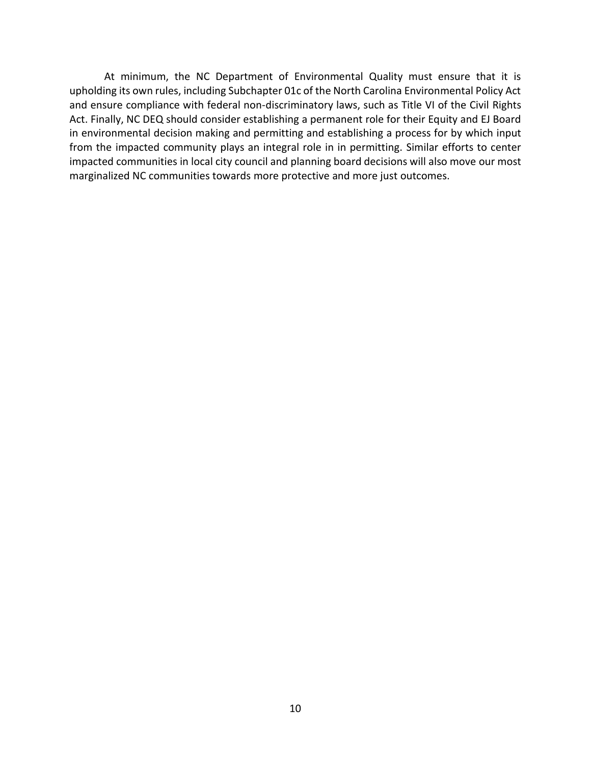At minimum, the NC Department of Environmental Quality must ensure that it is upholding its own rules, including Subchapter 01c of the North Carolina Environmental Policy Act and ensure compliance with federal non-discriminatory laws, such as Title VI of the Civil Rights Act. Finally, NC DEQ should consider establishing a permanent role for their Equity and EJ Board in environmental decision making and permitting and establishing a process for by which input from the impacted community plays an integral role in in permitting. Similar efforts to center impacted communities in local city council and planning board decisions will also move our most marginalized NC communities towards more protective and more just outcomes.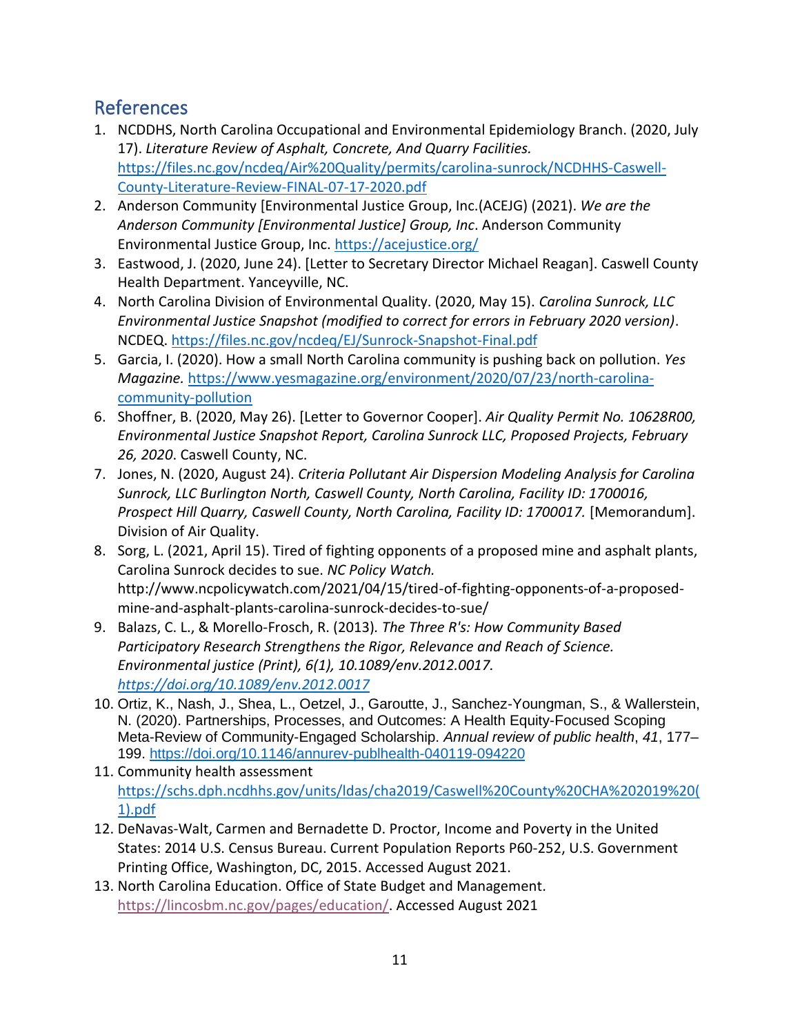## References

1. NCDDHS, North Carolina Occupational and Environmental Epidemiology Branch. (2020, July 17). *Literature Review of Asphalt, Concrete, And Quarry Facilities.* https://files.nc.gov/ncdeq/Air%20Quality/permits/carolina-sunrock/NCDHHS-Caswell-County-Literature-Review-FINAL-07-17-2020.pdf
2. Anderson Community [Environmental Justice Group, Inc.(ACEJG) (2021). *We are the Anderson Community [Environmental Justice] Group, Inc*. Anderson Community Environmental Justice Group, Inc. https://acejustice.org/
3. Eastwood, J. (2020, June 24). [Letter to Secretary Director Michael Reagan]. Caswell County Health Department. Yanceyville, NC.
4. North Carolina Division of Environmental Quality. (2020, May 15). *Carolina Sunrock, LLC Environmental Justice Snapshot (modified to correct for errors in February 2020 version)*. NCDEQ. https://files.nc.gov/ncdeq/EJ/Sunrock-Snapshot-Final.pdf
5. Garcia, I. (2020). How a small North Carolina community is pushing back on pollution. *Yes Magazine.* https://www.yesmagazine.org/environment/2020/07/23/north-carolina-community-pollution
6. Shoffner, B. (2020, May 26). [Letter to Governor Cooper]. *Air Quality Permit No. 10628R00, Environmental Justice Snapshot Report, Carolina Sunrock LLC, Proposed Projects, February 26, 2020*. Caswell County, NC.
7. Jones, N. (2020, August 24). *Criteria Pollutant Air Dispersion Modeling Analysis for Carolina Sunrock, LLC Burlington North, Caswell County, North Carolina, Facility ID: 1700016, Prospect Hill Quarry, Caswell County, North Carolina, Facility ID: 1700017.* [Memorandum]. Division of Air Quality.
8. Sorg, L. (2021, April 15). Tired of fighting opponents of a proposed mine and asphalt plants, Carolina Sunrock decides to sue. *NC Policy Watch.* http://www.ncpolicywatch.com/2021/04/15/tired-of-fighting-opponents-of-a-proposed-mine-and-asphalt-plants-carolina-sunrock-decides-to-sue/
9. Balazs, C. L., & Morello-Frosch, R. (2013). *The Three R's: How Community Based Participatory Research Strengthens the Rigor, Relevance and Reach of Science. Environmental justice (Print), 6(1), 10.1089/env.2012.0017. https://doi.org/10.1089/env.2012.0017*
10. Ortiz, K., Nash, J., Shea, L., Oetzel, J., Garoutte, J., Sanchez-Youngman, S., & Wallerstein, N. (2020). Partnerships, Processes, and Outcomes: A Health Equity-Focused Scoping Meta-Review of Community-Engaged Scholarship. *Annual review of public health*, *41*, 177–199. https://doi.org/10.1146/annurev-publhealth-040119-094220
11. Community health assessment https://schs.dph.ncdhhs.gov/units/ldas/cha2019/Caswell%20County%20CHA%202019%20(1).pdf
12. DeNavas-Walt, Carmen and Bernadette D. Proctor, Income and Poverty in the United States: 2014 U.S. Census Bureau. Current Population Reports P60-252, U.S. Government Printing Office, Washington, DC, 2015. Accessed August 2021.
13. North Carolina Education. Office of State Budget and Management. https://lincosbm.nc.gov/pages/education/. Accessed August 2021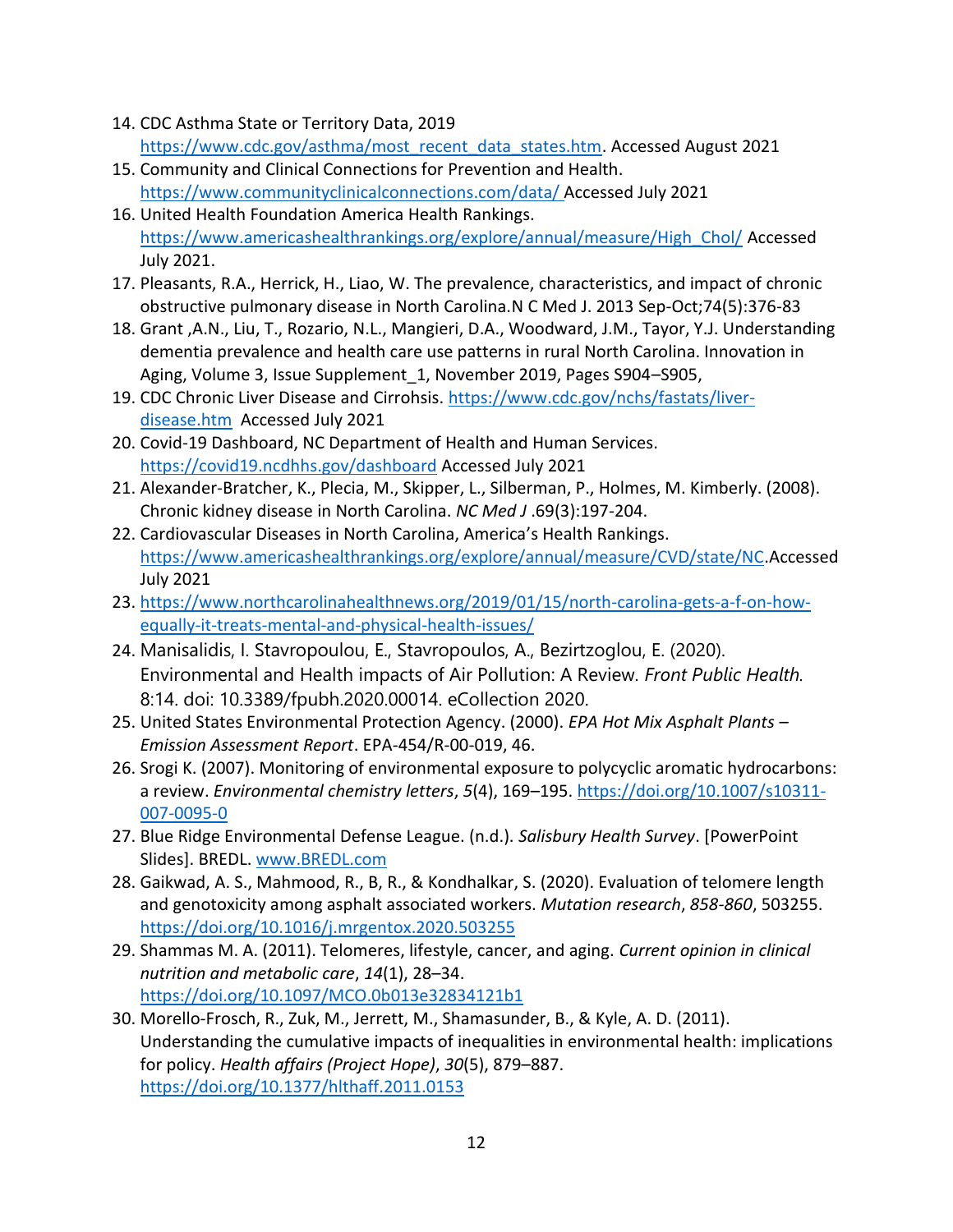14. CDC Asthma State or Territory Data, 2019 https://www.cdc.gov/asthma/most_recent_data_states.htm. Accessed August 2021
15. Community and Clinical Connections for Prevention and Health. https://www.communityclinicalconnections.com/data/ Accessed July 2021
16. United Health Foundation America Health Rankings. https://www.americashealthrankings.org/explore/annual/measure/High_Chol/ Accessed July 2021.
17. Pleasants, R.A., Herrick, H., Liao, W. The prevalence, characteristics, and impact of chronic obstructive pulmonary disease in North Carolina.N C Med J. 2013 Sep-Oct;74(5):376-83
18. Grant ,A.N., Liu, T., Rozario, N.L., Mangieri, D.A., Woodward, J.M., Tayor, Y.J. Understanding dementia prevalence and health care use patterns in rural North Carolina. Innovation in Aging, Volume 3, Issue Supplement_1, November 2019, Pages S904–S905,
19. CDC Chronic Liver Disease and Cirrohsis. https://www.cdc.gov/nchs/fastats/liver-disease.htm Accessed July 2021
20. Covid-19 Dashboard, NC Department of Health and Human Services. https://covid19.ncdhhs.gov/dashboard Accessed July 2021
21. Alexander-Bratcher, K., Plecia, M., Skipper, L., Silberman, P., Holmes, M. Kimberly. (2008). Chronic kidney disease in North Carolina. *NC Med J* .69(3):197-204.
22. Cardiovascular Diseases in North Carolina, America's Health Rankings. https://www.americashealthrankings.org/explore/annual/measure/CVD/state/NC.Accessed July 2021
23. https://www.northcarolinahealthnews.org/2019/01/15/north-carolina-gets-a-f-on-how-equally-it-treats-mental-and-physical-health-issues/
24. Manisalidis, I. Stavropoulou, E., Stavropoulos, A., Bezirtzoglou, E. (2020). Environmental and Health impacts of Air Pollution: A Review. *Front Public Health.* 8:14. doi: 10.3389/fpubh.2020.00014. eCollection 2020.
25. United States Environmental Protection Agency. (2000). *EPA Hot Mix Asphalt Plants – Emission Assessment Report*. EPA-454/R-00-019, 46.
26. Srogi K. (2007). Monitoring of environmental exposure to polycyclic aromatic hydrocarbons: a review. *Environmental chemistry letters*, *5*(4), 169–195. https://doi.org/10.1007/s10311-007-0095-0
27. Blue Ridge Environmental Defense League. (n.d.). *Salisbury Health Survey*. [PowerPoint Slides]. BREDL. www.BREDL.com
28. Gaikwad, A. S., Mahmood, R., B, R., & Kondhalkar, S. (2020). Evaluation of telomere length and genotoxicity among asphalt associated workers. *Mutation research*, *858-860*, 503255. https://doi.org/10.1016/j.mrgentox.2020.503255
29. Shammas M. A. (2011). Telomeres, lifestyle, cancer, and aging. *Current opinion in clinical nutrition and metabolic care*, *14*(1), 28–34. https://doi.org/10.1097/MCO.0b013e32834121b1
30. Morello-Frosch, R., Zuk, M., Jerrett, M., Shamasunder, B., & Kyle, A. D. (2011). Understanding the cumulative impacts of inequalities in environmental health: implications for policy. *Health affairs (Project Hope)*, *30*(5), 879–887. https://doi.org/10.1377/hlthaff.2011.0153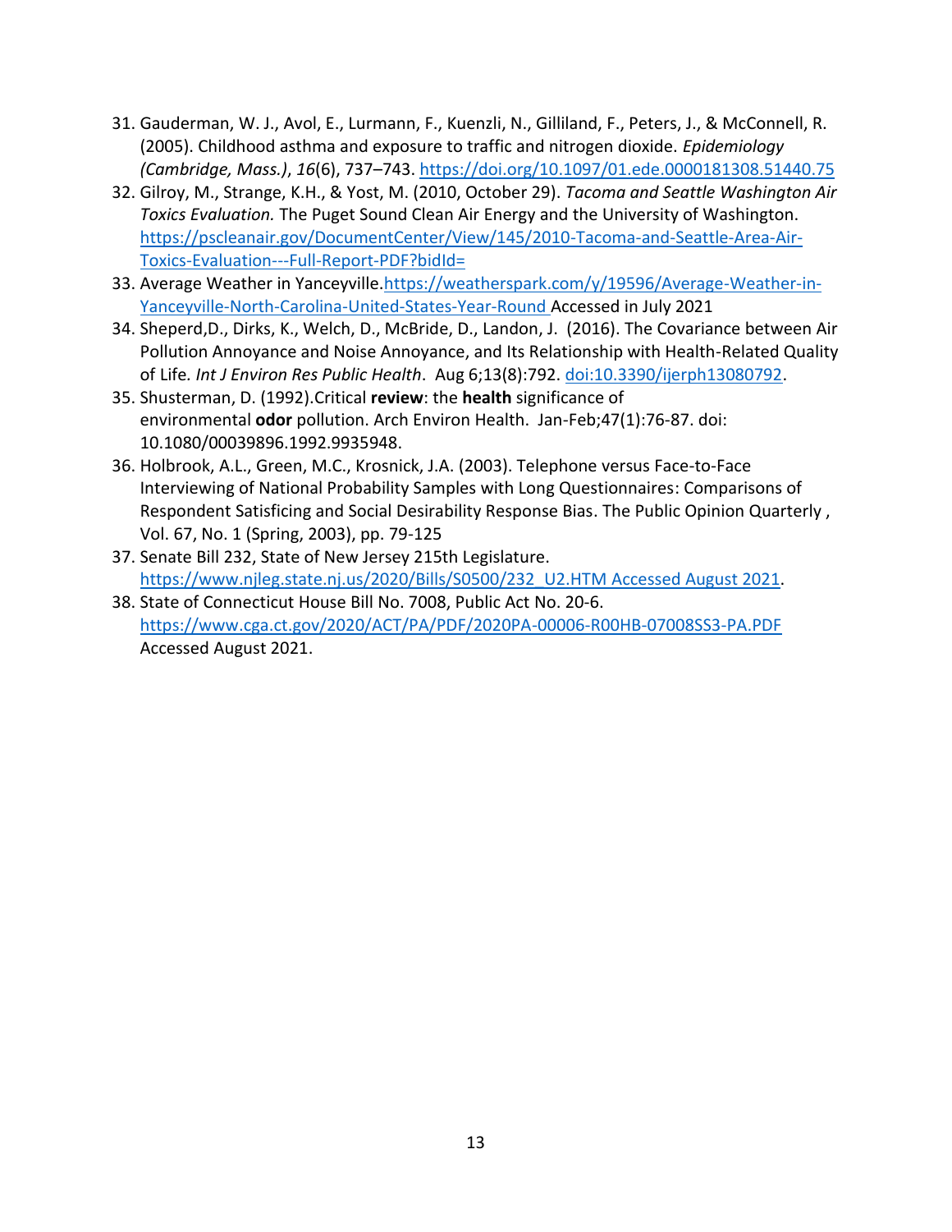31. Gauderman, W. J., Avol, E., Lurmann, F., Kuenzli, N., Gilliland, F., Peters, J., & McConnell, R. (2005). Childhood asthma and exposure to traffic and nitrogen dioxide. *Epidemiology (Cambridge, Mass.)*, *16*(6), 737–743. https://doi.org/10.1097/01.ede.0000181308.51440.75
32. Gilroy, M., Strange, K.H., & Yost, M. (2010, October 29). *Tacoma and Seattle Washington Air Toxics Evaluation.* The Puget Sound Clean Air Energy and the University of Washington. https://pscleanair.gov/DocumentCenter/View/145/2010-Tacoma-and-Seattle-Area-Air-Toxics-Evaluation---Full-Report-PDF?bidId=
33. Average Weather in Yanceyville.https://weatherspark.com/y/19596/Average-Weather-in-Yanceyville-North-Carolina-United-States-Year-Round Accessed in July 2021
34. Sheperd,D., Dirks, K., Welch, D., McBride, D., Landon, J. (2016). The Covariance between Air Pollution Annoyance and Noise Annoyance, and Its Relationship with Health-Related Quality of Life. *Int J Environ Res Public Health*. Aug 6;13(8):792. doi:10.3390/ijerph13080792.
35. Shusterman, D. (1992).Critical **review**: the **health** significance of environmental **odor** pollution. Arch Environ Health. Jan-Feb;47(1):76-87. doi: 10.1080/00039896.1992.9935948.
36. Holbrook, A.L., Green, M.C., Krosnick, J.A. (2003). Telephone versus Face-to-Face Interviewing of National Probability Samples with Long Questionnaires: Comparisons of Respondent Satisficing and Social Desirability Response Bias. The Public Opinion Quarterly , Vol. 67, No. 1 (Spring, 2003), pp. 79-125
37. Senate Bill 232, State of New Jersey 215th Legislature. https://www.njleg.state.nj.us/2020/Bills/S0500/232_U2.HTM Accessed August 2021.
38. State of Connecticut House Bill No. 7008, Public Act No. 20-6. https://www.cga.ct.gov/2020/ACT/PA/PDF/2020PA-00006-R00HB-07008SS3-PA.PDF Accessed August 2021.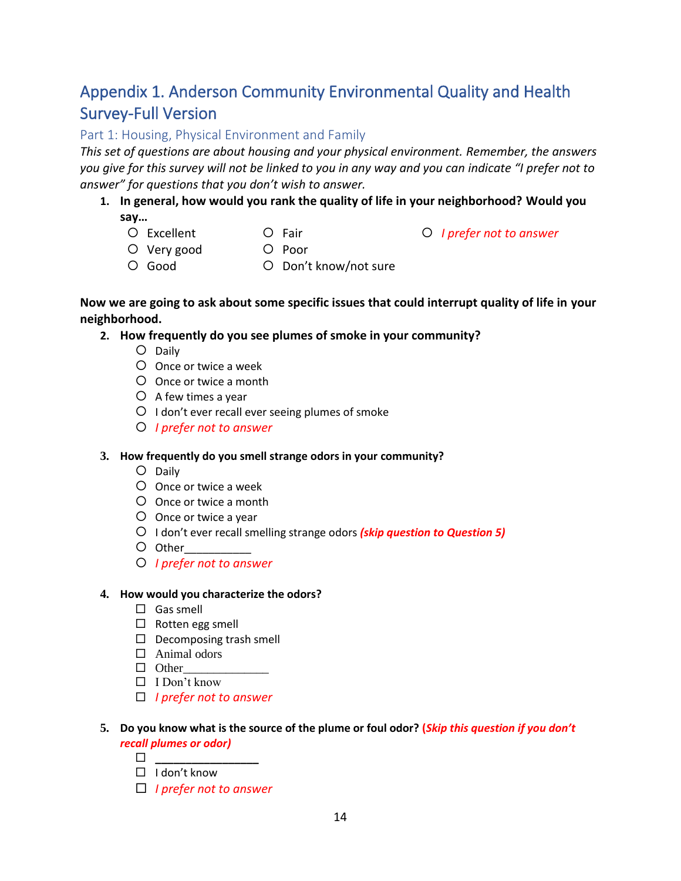# Appendix 1. Anderson Community Environmental Quality and Health Survey-Full Version

## Part 1: Housing, Physical Environment and Family

*This set of questions are about housing and your physical environment. Remember, the answers you give for this survey will not be linked to you in any way and you can indicate "I prefer not to answer" for questions that you don't wish to answer.*

1. **In general, how would you rank the quality of life in your neighborhood? Would you say…**
   - ○ Excellent
   - ○ Very good
   - ○ Good
   - ○ Fair
   - ○ Poor
   - ○ Don't know/not sure
   - ○ *I prefer not to answer*

**Now we are going to ask about some specific issues that could interrupt quality of life in your neighborhood.**

2. **How frequently do you see plumes of smoke in your community?**
   - ○ Daily
   - ○ Once or twice a week
   - ○ Once or twice a month
   - ○ A few times a year
   - ○ I don't ever recall ever seeing plumes of smoke
   - ○ *I prefer not to answer*

3. **How frequently do you smell strange odors in your community?**
   - ○ Daily
   - ○ Once or twice a week
   - ○ Once or twice a month
   - ○ Once or twice a year
   - ○ I don't ever recall smelling strange odors ***(skip question to Question 5)***
   - ○ Other___________
   - ○ *I prefer not to answer*

4. **How would you characterize the odors?**
   - ☐ Gas smell
   - ☐ Rotten egg smell
   - ☐ Decomposing trash smell
   - ☐ Animal odors
   - ☐ Other______________
   - ☐ I Don't know
   - ☐ *I prefer not to answer*

5. **Do you know what is the source of the plume or foul odor? *(Skip this question if you don't recall plumes or odor)***
   - ☐ ________________
   - ☐ I don't know
   - ☐ *I prefer not to answer*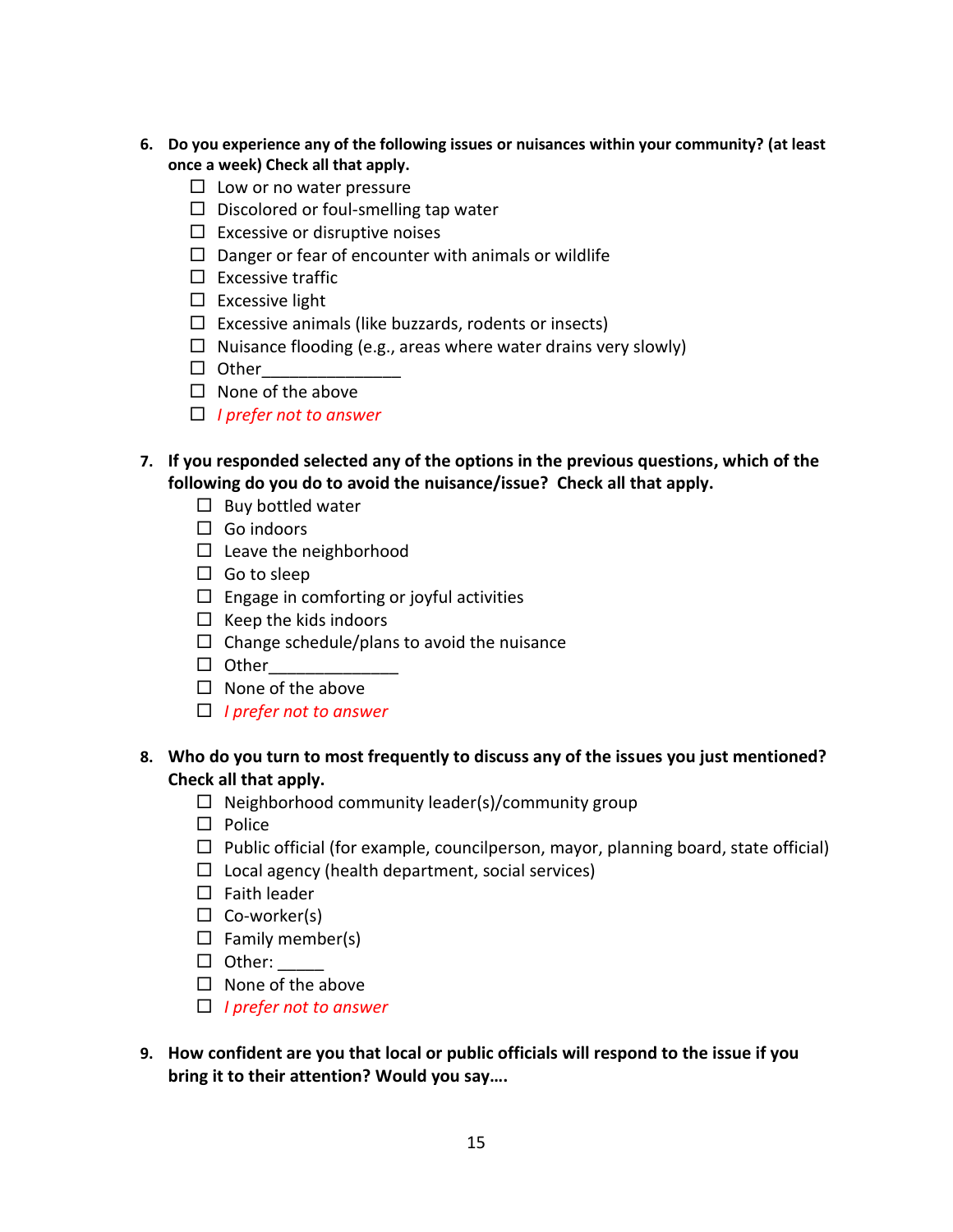**6. Do you experience any of the following issues or nuisances within your community? (at least once a week) Check all that apply.**

- ☐ Low or no water pressure
- ☐ Discolored or foul-smelling tap water
- ☐ Excessive or disruptive noises
- ☐ Danger or fear of encounter with animals or wildlife
- ☐ Excessive traffic
- ☐ Excessive light
- ☐ Excessive animals (like buzzards, rodents or insects)
- ☐ Nuisance flooding (e.g., areas where water drains very slowly)
- ☐ Other_______________
- ☐ None of the above
- ☐ *I prefer not to answer*

**7. If you responded selected any of the options in the previous questions, which of the following do you do to avoid the nuisance/issue? Check all that apply.**

- ☐ Buy bottled water
- ☐ Go indoors
- ☐ Leave the neighborhood
- ☐ Go to sleep
- ☐ Engage in comforting or joyful activities
- ☐ Keep the kids indoors
- ☐ Change schedule/plans to avoid the nuisance
- ☐ Other______________
- ☐ None of the above
- ☐ *I prefer not to answer*

**8. Who do you turn to most frequently to discuss any of the issues you just mentioned? Check all that apply.**

- ☐ Neighborhood community leader(s)/community group
- ☐ Police
- ☐ Public official (for example, councilperson, mayor, planning board, state official)
- ☐ Local agency (health department, social services)
- ☐ Faith leader
- ☐ Co-worker(s)
- ☐ Family member(s)
- ☐ Other: _____
- ☐ None of the above
- ☐ *I prefer not to answer*

**9. How confident are you that local or public officials will respond to the issue if you bring it to their attention? Would you say….**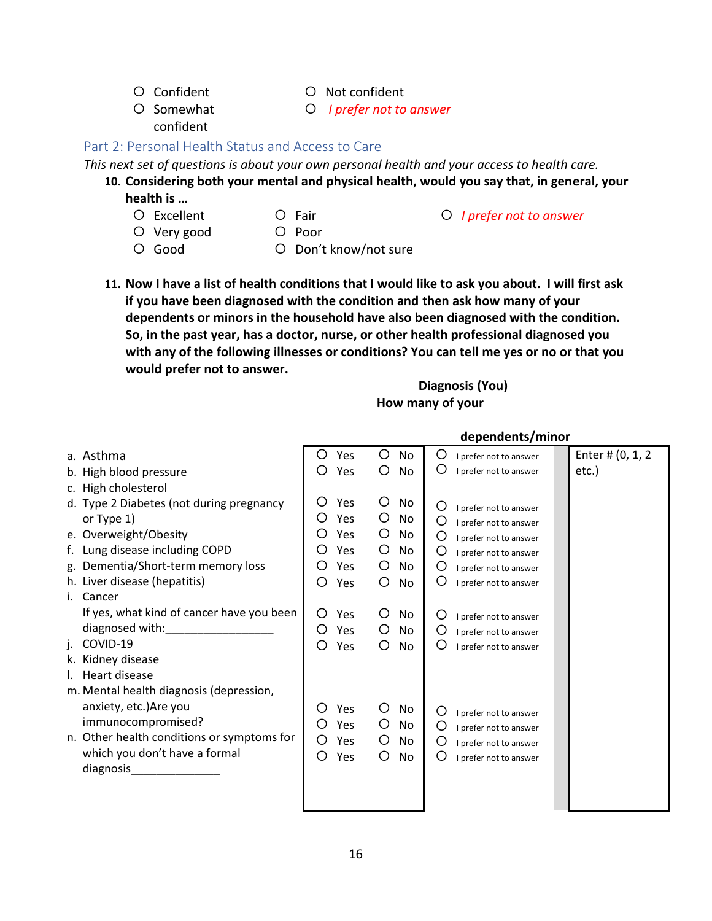- Confident
- Somewhat confident
- Not confident
- *I prefer not to answer*

## Part 2: Personal Health Status and Access to Care

*This next set of questions is about your own personal health and your access to health care.*

**10. Considering both your mental and physical health, would you say that, in general, your health is …**

- Excellent
- Very good
- Good
- Fair
- Poor
- Don't know/not sure
- *I prefer not to answer*

**11. Now I have a list of health conditions that I would like to ask you about. I will first ask if you have been diagnosed with the condition and then ask how many of your dependents or minors in the household have also been diagnosed with the condition. So, in the past year, has a doctor, nurse, or other health professional diagnosed you with any of the following illnesses or conditions? You can tell me yes or no or that you would prefer not to answer.**

| Condition | Diagnosis (You) | | | How many of your dependents/minor |
|---|---|---|---|---|
| a. Asthma | ○ Yes | ○ No | ○ I prefer not to answer | Enter # (0, 1, 2 etc.) |
| b. High blood pressure | ○ Yes | ○ No | ○ I prefer not to answer | |
| c. High cholesterol | ○ Yes | ○ No | ○ I prefer not to answer | |
| d. Type 2 Diabetes (not during pregnancy or Type 1) | ○ Yes | ○ No | ○ I prefer not to answer | |
| e. Overweight/Obesity | ○ Yes | ○ No | ○ I prefer not to answer | |
| f. Lung disease including COPD | ○ Yes | ○ No | ○ I prefer not to answer | |
| g. Dementia/Short-term memory loss | ○ Yes | ○ No | ○ I prefer not to answer | |
| h. Liver disease (hepatitis) | ○ Yes | ○ No | ○ I prefer not to answer | |
| i. Cancer<br>If yes, what kind of cancer have you been diagnosed with:_________________ | ○ Yes | ○ No | ○ I prefer not to answer | |
| j. COVID-19 | ○ Yes | ○ No | ○ I prefer not to answer | |
| k. Kidney disease | ○ Yes | ○ No | ○ I prefer not to answer | |
| l. Heart disease | ○ Yes | ○ No | ○ I prefer not to answer | |
| m. Mental health diagnosis (depression, anxiety, etc.) | ○ Yes | ○ No | ○ I prefer not to answer | |
| Are you immunocompromised? | ○ Yes | ○ No | ○ I prefer not to answer | |
| n. Other health conditions or symptoms for which you don't have a formal diagnosis______________ | ○ Yes | ○ No | ○ I prefer not to answer | |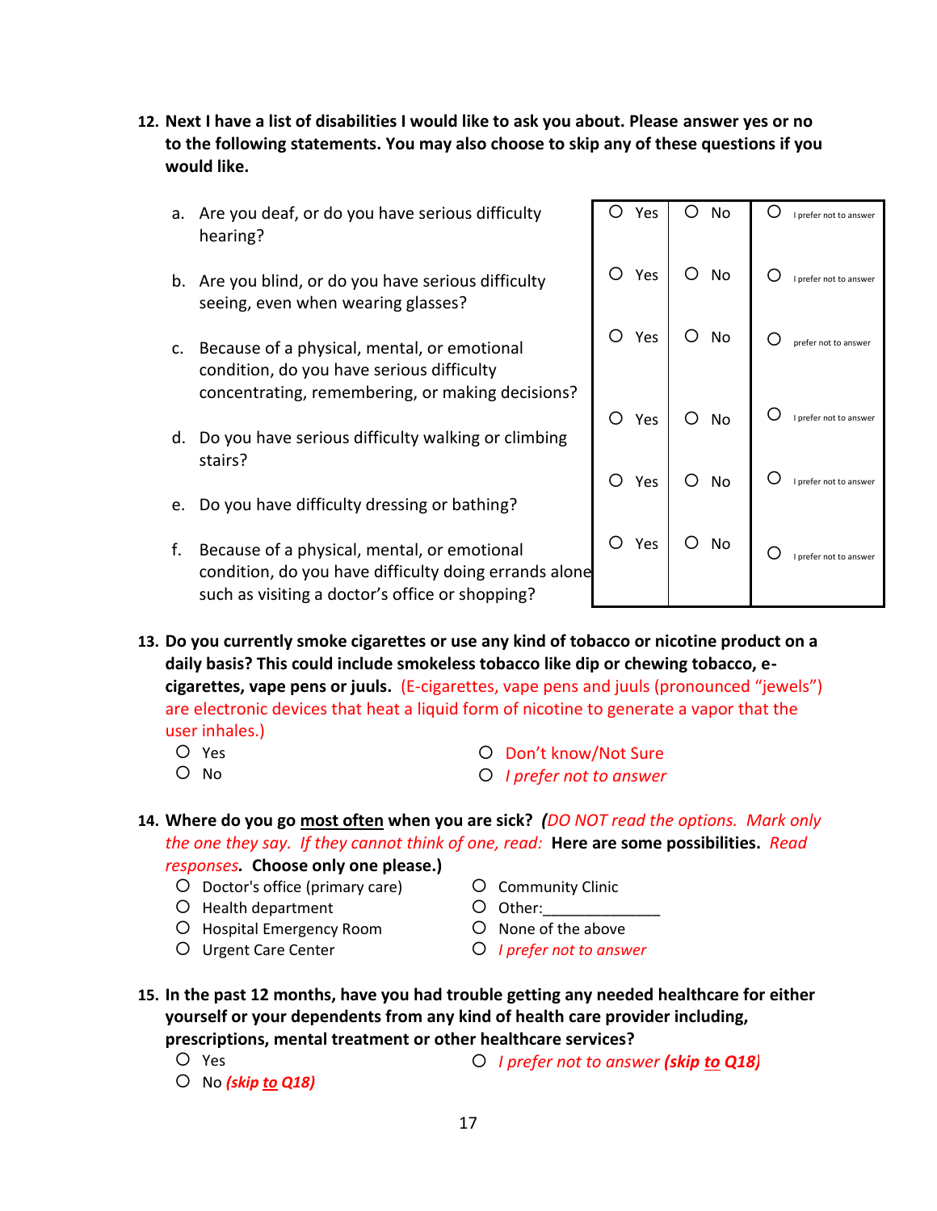**12. Next I have a list of disabilities I would like to ask you about. Please answer yes or no to the following statements. You may also choose to skip any of these questions if you would like.**

| | | | |
|---|---|---|---|
| a. Are you deaf, or do you have serious difficulty hearing? | ○ Yes | ○ No | ○ I prefer not to answer |
| b. Are you blind, or do you have serious difficulty seeing, even when wearing glasses? | ○ Yes | ○ No | ○ I prefer not to answer |
| c. Because of a physical, mental, or emotional condition, do you have serious difficulty concentrating, remembering, or making decisions? | ○ Yes | ○ No | ○ prefer not to answer |
| d. Do you have serious difficulty walking or climbing stairs? | ○ Yes | ○ No | ○ I prefer not to answer |
| e. Do you have difficulty dressing or bathing? | ○ Yes | ○ No | ○ I prefer not to answer |
| f. Because of a physical, mental, or emotional condition, do you have difficulty doing errands alone such as visiting a doctor's office or shopping? | ○ Yes | ○ No | ○ I prefer not to answer |

**13. Do you currently smoke cigarettes or use any kind of tobacco or nicotine product on a daily basis? This could include smokeless tobacco like dip or chewing tobacco, e-cigarettes, vape pens or juuls.** (E-cigarettes, vape pens and juuls (pronounced "jewels") are electronic devices that heat a liquid form of nicotine to generate a vapor that the user inhales.)

- ○ Yes
- ○ No
- ○ Don't know/Not Sure
- ○ *I prefer not to answer*

**14. Where do you go <u>most often</u> when you are sick?** *(DO NOT read the options. Mark only the one they say. If they cannot think of one, read:* **Here are some possibilities.** *Read responses.* **Choose only one please.)**

- ○ Doctor's office (primary care)
- ○ Health department
- ○ Hospital Emergency Room
- ○ Urgent Care Center
- ○ Community Clinic
- ○ Other:______________
- ○ None of the above
- ○ *I prefer not to answer*

**15. In the past 12 months, have you had trouble getting any needed healthcare for either yourself or your dependents from any kind of health care provider including, prescriptions, mental treatment or other healthcare services?**

- ○ Yes
- ○ No ***(skip to Q18)***
- ○ *I prefer not to answer* ***(skip to Q18)***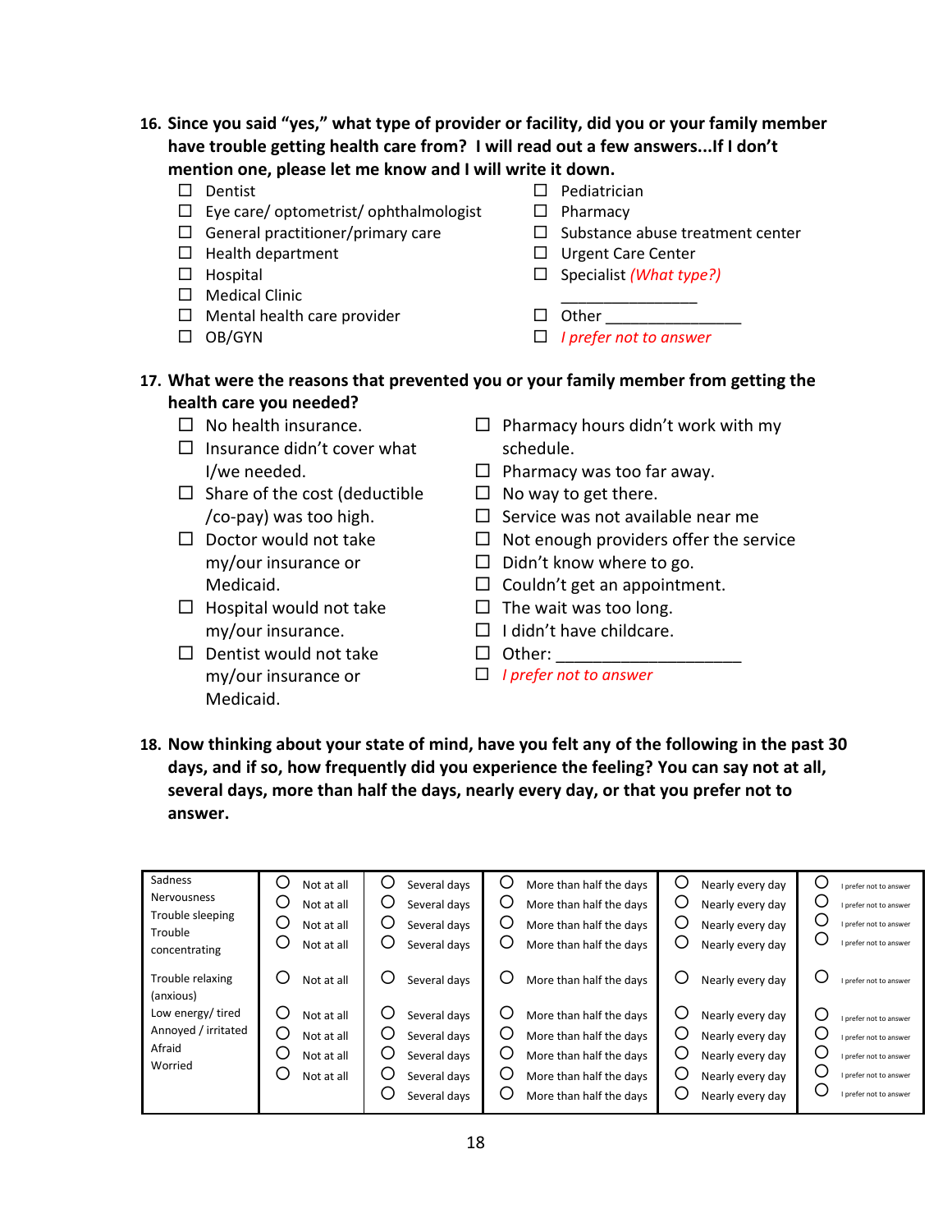**16. Since you said "yes," what type of provider or facility, did you or your family member have trouble getting health care from? I will read out a few answers...If I don't mention one, please let me know and I will write it down.**

- ☐ Dentist
- ☐ Eye care/ optometrist/ ophthalmologist
- ☐ General practitioner/primary care
- ☐ Health department
- ☐ Hospital
- ☐ Medical Clinic
- ☐ Mental health care provider
- ☐ OB/GYN
- ☐ Pediatrician
- ☐ Pharmacy
- ☐ Substance abuse treatment center
- ☐ Urgent Care Center
- ☐ Specialist *(What type?)* ________________
- ☐ Other ________________
- ☐ *I prefer not to answer*

**17. What were the reasons that prevented you or your family member from getting the health care you needed?**

- ☐ No health insurance.
- ☐ Insurance didn't cover what I/we needed.
- ☐ Share of the cost (deductible /co-pay) was too high.
- ☐ Doctor would not take my/our insurance or Medicaid.
- ☐ Hospital would not take my/our insurance.
- ☐ Dentist would not take my/our insurance or Medicaid.
- ☐ Pharmacy hours didn't work with my schedule.
- ☐ Pharmacy was too far away.
- ☐ No way to get there.
- ☐ Service was not available near me
- ☐ Not enough providers offer the service
- ☐ Didn't know where to go.
- ☐ Couldn't get an appointment.
- ☐ The wait was too long.
- ☐ I didn't have childcare.
- ☐ Other: ____________________
- ☐ *I prefer not to answer*

**18. Now thinking about your state of mind, have you felt any of the following in the past 30 days, and if so, how frequently did you experience the feeling? You can say not at all, several days, more than half the days, nearly every day, or that you prefer not to answer.**

| | | | | | |
|---|---|---|---|---|---|
| Sadness | ○ Not at all | ○ Several days | ○ More than half the days | ○ Nearly every day | ○ I prefer not to answer |
| Nervousness | ○ Not at all | ○ Several days | ○ More than half the days | ○ Nearly every day | ○ I prefer not to answer |
| Trouble sleeping | ○ Not at all | ○ Several days | ○ More than half the days | ○ Nearly every day | ○ I prefer not to answer |
| Trouble concentrating | ○ Not at all | ○ Several days | ○ More than half the days | ○ Nearly every day | ○ I prefer not to answer |
| Trouble relaxing (anxious) | ○ Not at all | ○ Several days | ○ More than half the days | ○ Nearly every day | ○ I prefer not to answer |
| Low energy/ tired | ○ Not at all | ○ Several days | ○ More than half the days | ○ Nearly every day | ○ I prefer not to answer |
| Annoyed / irritated | ○ Not at all | ○ Several days | ○ More than half the days | ○ Nearly every day | ○ I prefer not to answer |
| Afraid | ○ Not at all | ○ Several days | ○ More than half the days | ○ Nearly every day | ○ I prefer not to answer |
| Worried | ○ Not at all | ○ Several days | ○ More than half the days | ○ Nearly every day | ○ I prefer not to answer |
| | | ○ Several days | ○ More than half the days | ○ Nearly every day | ○ I prefer not to answer |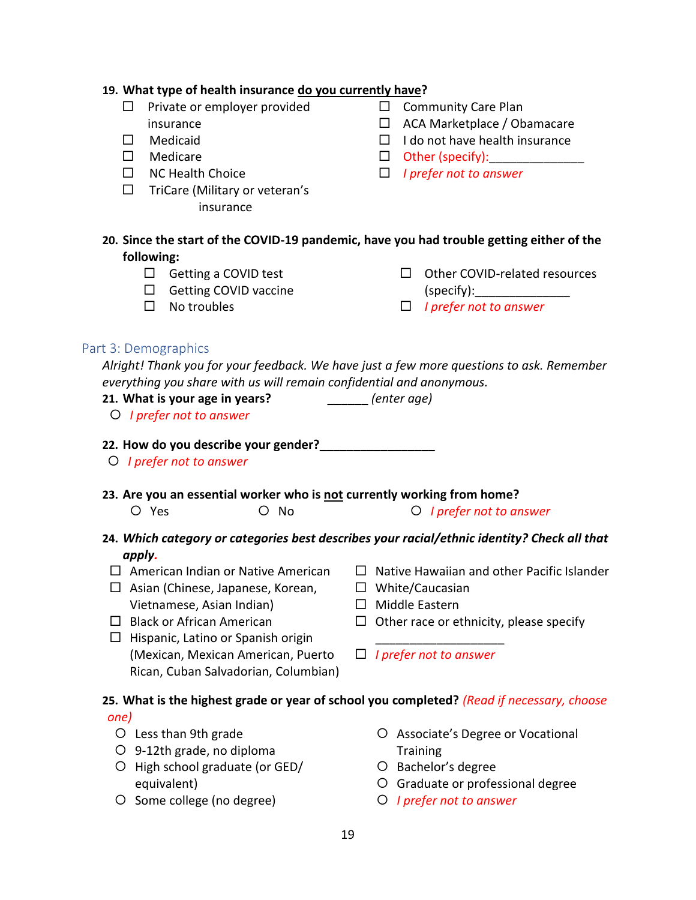**19. What type of health insurance <u>do you currently have</u>?**

- ☐ Private or employer provided insurance
- ☐ Medicaid
- ☐ Medicare
- ☐ NC Health Choice
- ☐ TriCare (Military or veteran's insurance
- ☐ Community Care Plan
- ☐ ACA Marketplace / Obamacare
- ☐ I do not have health insurance
- ☐ Other (specify):______________
- ☐ *I prefer not to answer*

**20. Since the start of the COVID-19 pandemic, have you had trouble getting either of the following:**

- ☐ Getting a COVID test
- ☐ Getting COVID vaccine
- ☐ No troubles
- ☐ Other COVID-related resources (specify):______________
- ☐ *I prefer not to answer*

## Part 3: Demographics

*Alright! Thank you for your feedback. We have just a few more questions to ask. Remember everything you share with us will remain confidential and anonymous.*

**21. What is your age in years?** ______ *(enter age)*

- ○ *I prefer not to answer*

**22. How do you describe your gender?**_________________

- ○ *I prefer not to answer*

**23. Are you an essential worker who is <u>not</u> currently working from home?**

- ○ Yes
- ○ No
- ○ *I prefer not to answer*

***24. Which category or categories best describes your racial/ethnic identity? Check all that apply.***

- ☐ American Indian or Native American
- ☐ Asian (Chinese, Japanese, Korean, Vietnamese, Asian Indian)
- ☐ Black or African American
- ☐ Hispanic, Latino or Spanish origin (Mexican, Mexican American, Puerto Rican, Cuban Salvadorian, Columbian)
- ☐ Native Hawaiian and other Pacific Islander
- ☐ White/Caucasian
- ☐ Middle Eastern
- ☐ Other race or ethnicity, please specify ___________________
- ☐ *I prefer not to answer*

**25. What is the highest grade or year of school you completed?** *(Read if necessary, choose one)*

- ○ Less than 9th grade
- ○ 9-12th grade, no diploma
- ○ High school graduate (or GED/ equivalent)
- ○ Some college (no degree)
- ○ Associate's Degree or Vocational Training
- ○ Bachelor's degree
- ○ Graduate or professional degree
- ○ *I prefer not to answer*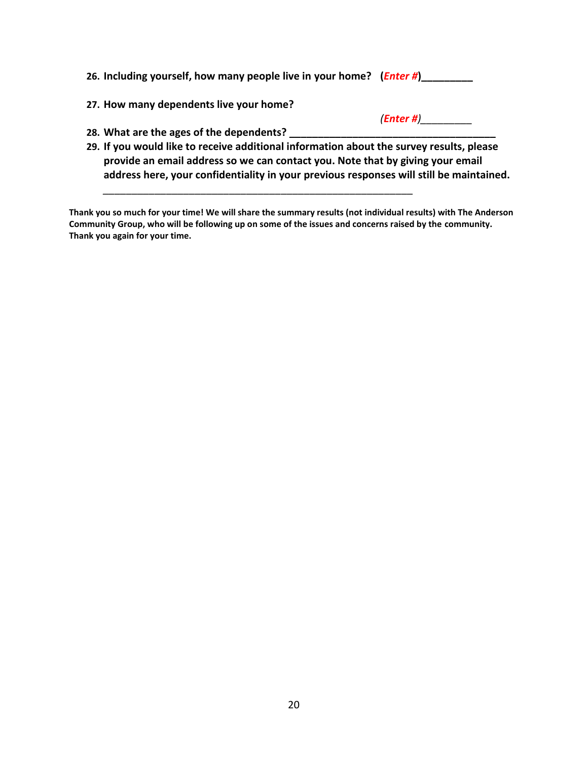26. **Including yourself, how many people live in your home? (*Enter #*)_________**

27. **How many dependents live your home?**

    *(Enter #)*_________

28. **What are the ages of the dependents? _____________________________________**

29. **If you would like to receive additional information about the survey results, please provide an email address so we can contact you. Note that by giving your email address here, your confidentiality in your previous responses will still be maintained.**

    _________________________________________________________

**Thank you so much for your time! We will share the summary results (not individual results) with The Anderson Community Group, who will be following up on some of the issues and concerns raised by the community. Thank you again for your time.**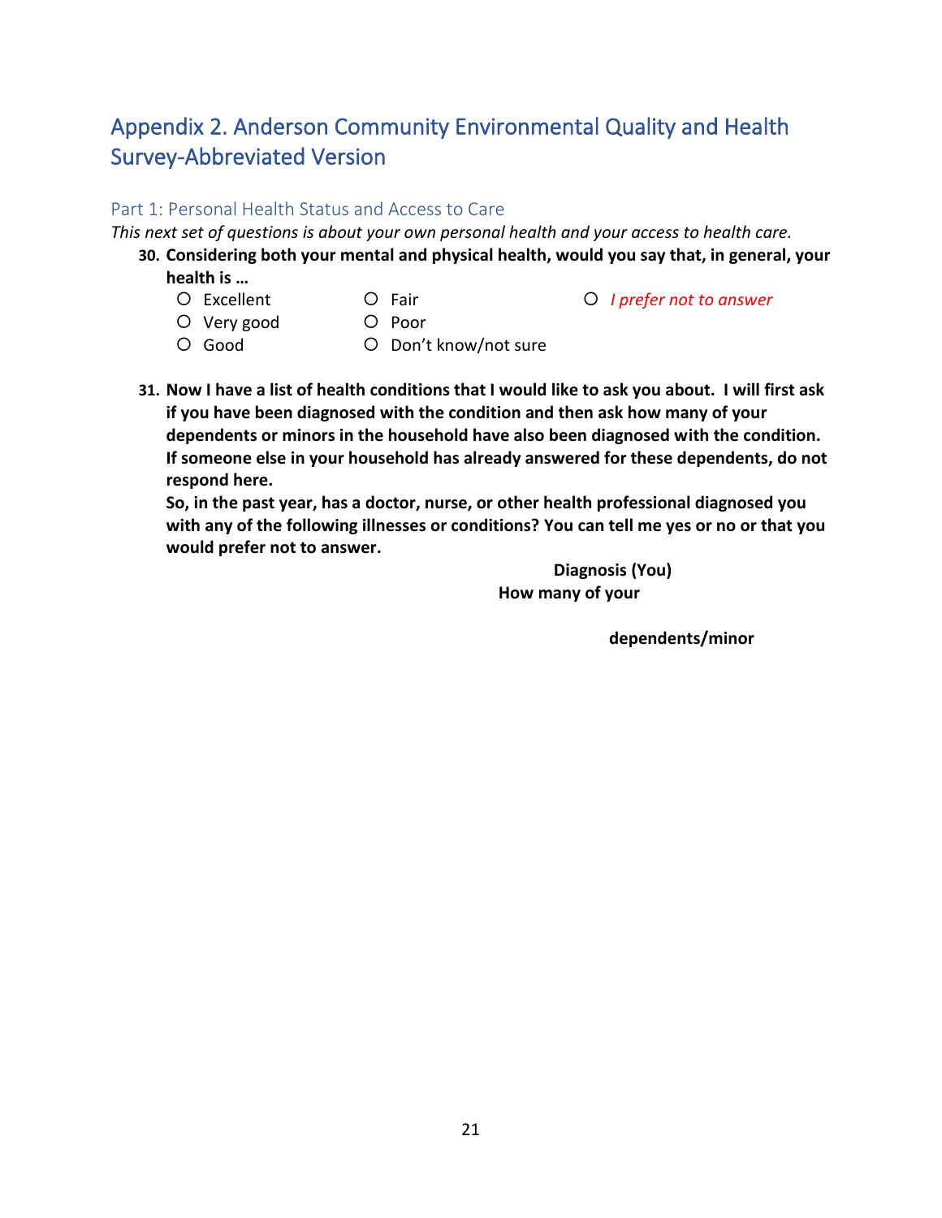## Appendix 2. Anderson Community Environmental Quality and Health Survey-Abbreviated Version

### Part 1: Personal Health Status and Access to Care

*This next set of questions is about your own personal health and your access to health care.*

**30. Considering both your mental and physical health, would you say that, in general, your health is …**

- O Excellent
- O Very good
- O Good
- O Fair
- O Poor
- O Don't know/not sure
- O *I prefer not to answer*

**31. Now I have a list of health conditions that I would like to ask you about. I will first ask if you have been diagnosed with the condition and then ask how many of your dependents or minors in the household have also been diagnosed with the condition. If someone else in your household has already answered for these dependents, do not respond here.**
**So, in the past year, has a doctor, nurse, or other health professional diagnosed you with any of the following illnesses or conditions? You can tell me yes or no or that you would prefer not to answer.**

**Diagnosis (You)**
**How many of your**

**dependents/minor**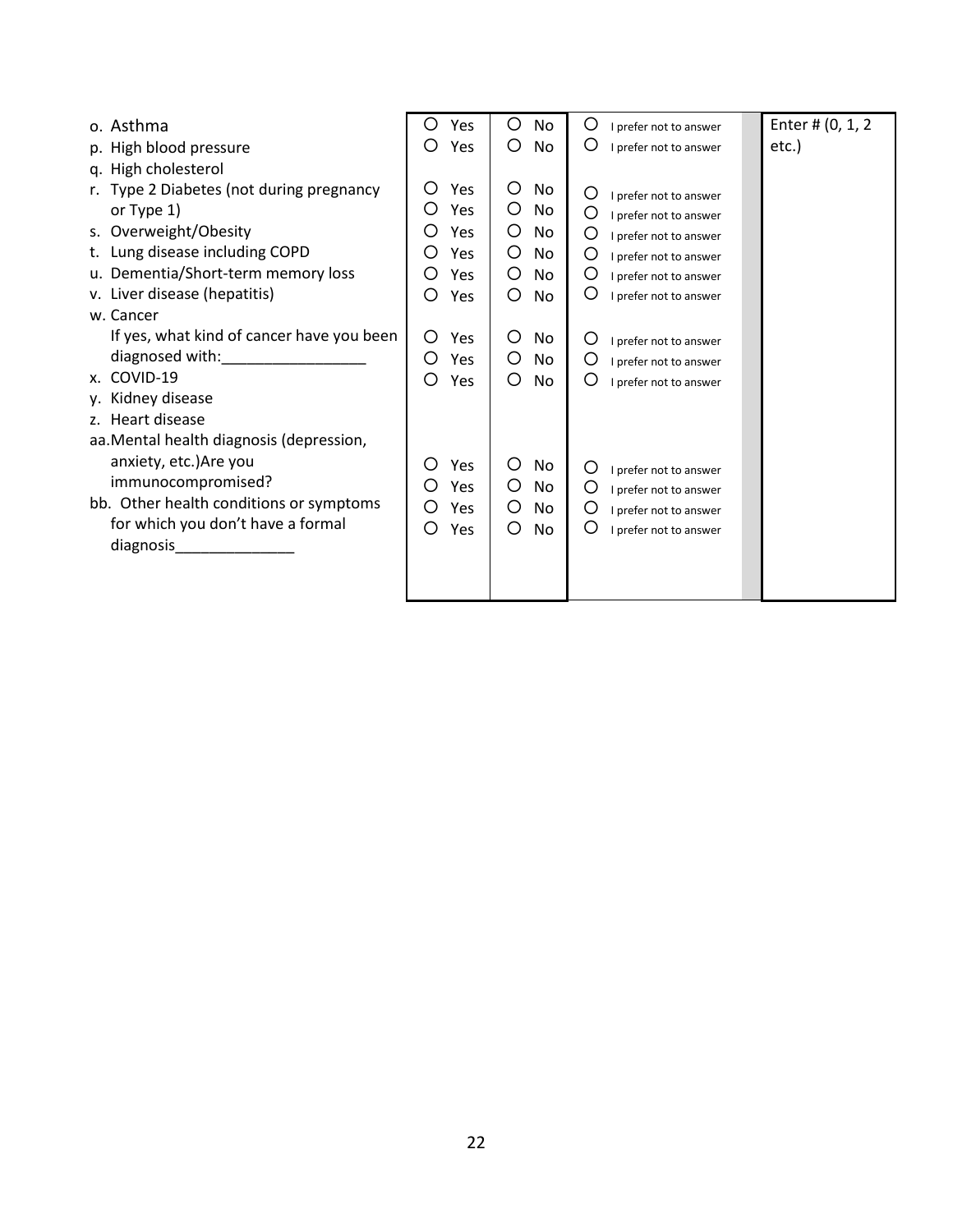| | | | | |
|---|---|---|---|---|
| o. Asthma | O Yes | O No | O I prefer not to answer | Enter # (0, 1, 2 etc.) |
| p. High blood pressure | O Yes | O No | O I prefer not to answer | |
| q. High cholesterol | | | | |
| r. Type 2 Diabetes (not during pregnancy or Type 1) | O Yes | O No | O I prefer not to answer | |
| | O Yes | O No | O I prefer not to answer | |
| s. Overweight/Obesity | O Yes | O No | O I prefer not to answer | |
| t. Lung disease including COPD | O Yes | O No | O I prefer not to answer | |
| u. Dementia/Short-term memory loss | O Yes | O No | O I prefer not to answer | |
| v. Liver disease (hepatitis) | O Yes | O No | O I prefer not to answer | |
| w. Cancer If yes, what kind of cancer have you been diagnosed with:_________________ | O Yes | O No | O I prefer not to answer | |
| | O Yes | O No | O I prefer not to answer | |
| x. COVID-19 | O Yes | O No | O I prefer not to answer | |
| y. Kidney disease | | | | |
| z. Heart disease | | | | |
| aa. Mental health diagnosis (depression, anxiety, etc.)Are you immunocompromised? | O Yes | O No | O I prefer not to answer | |
| | O Yes | O No | O I prefer not to answer | |
| bb. Other health conditions or symptoms for which you don't have a formal diagnosis______________ | O Yes | O No | O I prefer not to answer | |
| | O Yes | O No | O I prefer not to answer | |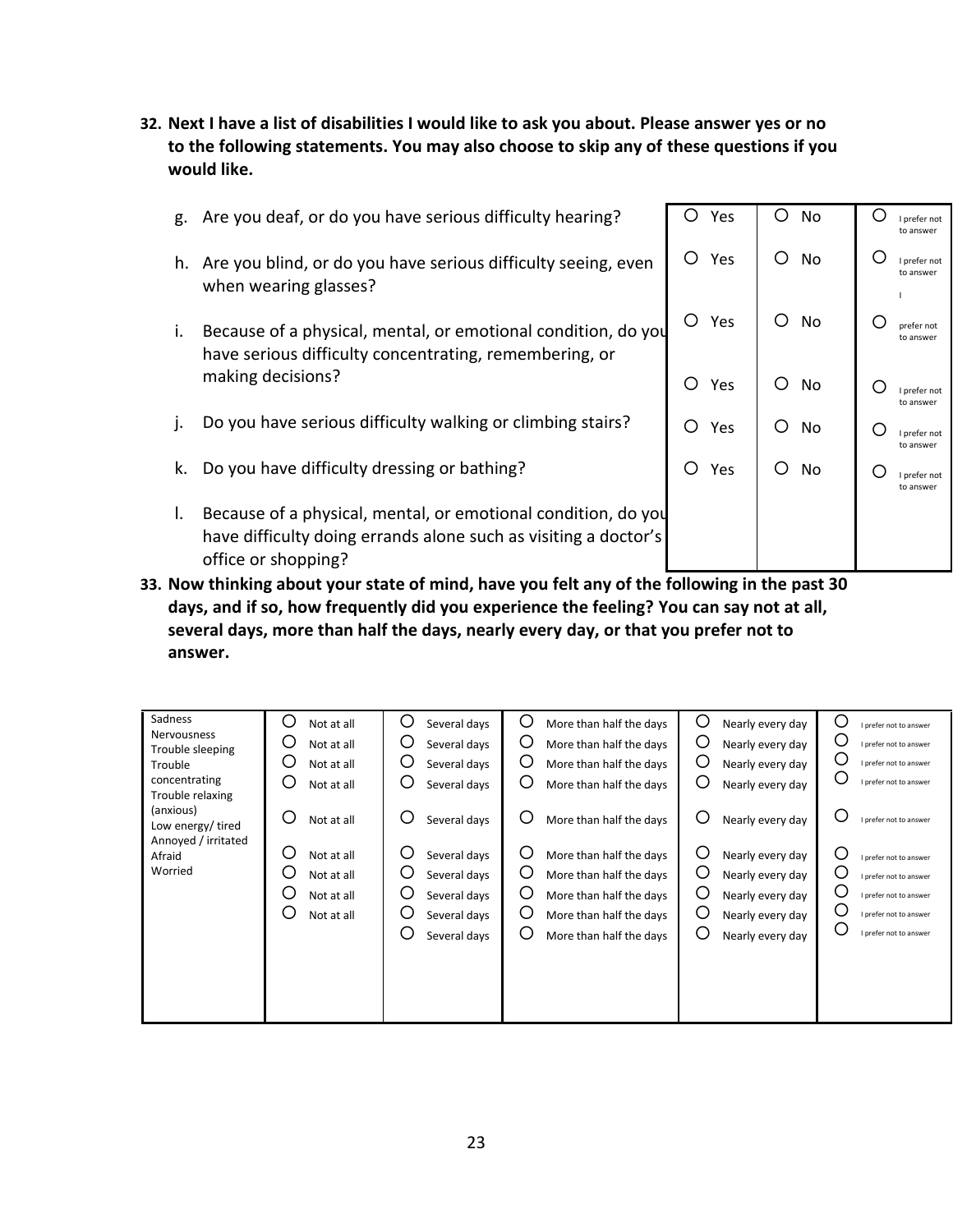**32. Next I have a list of disabilities I would like to ask you about. Please answer yes or no to the following statements. You may also choose to skip any of these questions if you would like.**

| | | | |
|---|---|---|---|
| g. Are you deaf, or do you have serious difficulty hearing? | ○ Yes | ○ No | ○ I prefer not to answer |
| h. Are you blind, or do you have serious difficulty seeing, even when wearing glasses? | ○ Yes | ○ No | ○ I prefer not to answer |
| i. Because of a physical, mental, or emotional condition, do you have serious difficulty concentrating, remembering, or making decisions? | ○ Yes | ○ No | ○ I prefer not to answer |
| j. Do you have serious difficulty walking or climbing stairs? | ○ Yes | ○ No | ○ I prefer not to answer |
| k. Do you have difficulty dressing or bathing? | ○ Yes | ○ No | ○ I prefer not to answer |
| l. Because of a physical, mental, or emotional condition, do you have difficulty doing errands alone such as visiting a doctor's office or shopping? | ○ Yes | ○ No | ○ I prefer not to answer |

**33. Now thinking about your state of mind, have you felt any of the following in the past 30 days, and if so, how frequently did you experience the feeling? You can say not at all, several days, more than half the days, nearly every day, or that you prefer not to answer.**

| | | | | | |
|---|---|---|---|---|---|
| Sadness | ○ Not at all | ○ Several days | ○ More than half the days | ○ Nearly every day | ○ I prefer not to answer |
| Nervousness | ○ Not at all | ○ Several days | ○ More than half the days | ○ Nearly every day | ○ I prefer not to answer |
| Trouble sleeping | ○ Not at all | ○ Several days | ○ More than half the days | ○ Nearly every day | ○ I prefer not to answer |
| Trouble concentrating | ○ Not at all | ○ Several days | ○ More than half the days | ○ Nearly every day | ○ I prefer not to answer |
| Trouble relaxing (anxious) | ○ Not at all | ○ Several days | ○ More than half the days | ○ Nearly every day | ○ I prefer not to answer |
| Low energy/ tired | ○ Not at all | ○ Several days | ○ More than half the days | ○ Nearly every day | ○ I prefer not to answer |
| Annoyed / irritated | ○ Not at all | ○ Several days | ○ More than half the days | ○ Nearly every day | ○ I prefer not to answer |
| Afraid | ○ Not at all | ○ Several days | ○ More than half the days | ○ Nearly every day | ○ I prefer not to answer |
| Worried | ○ Not at all | ○ Several days | ○ More than half the days | ○ Nearly every day | ○ I prefer not to answer |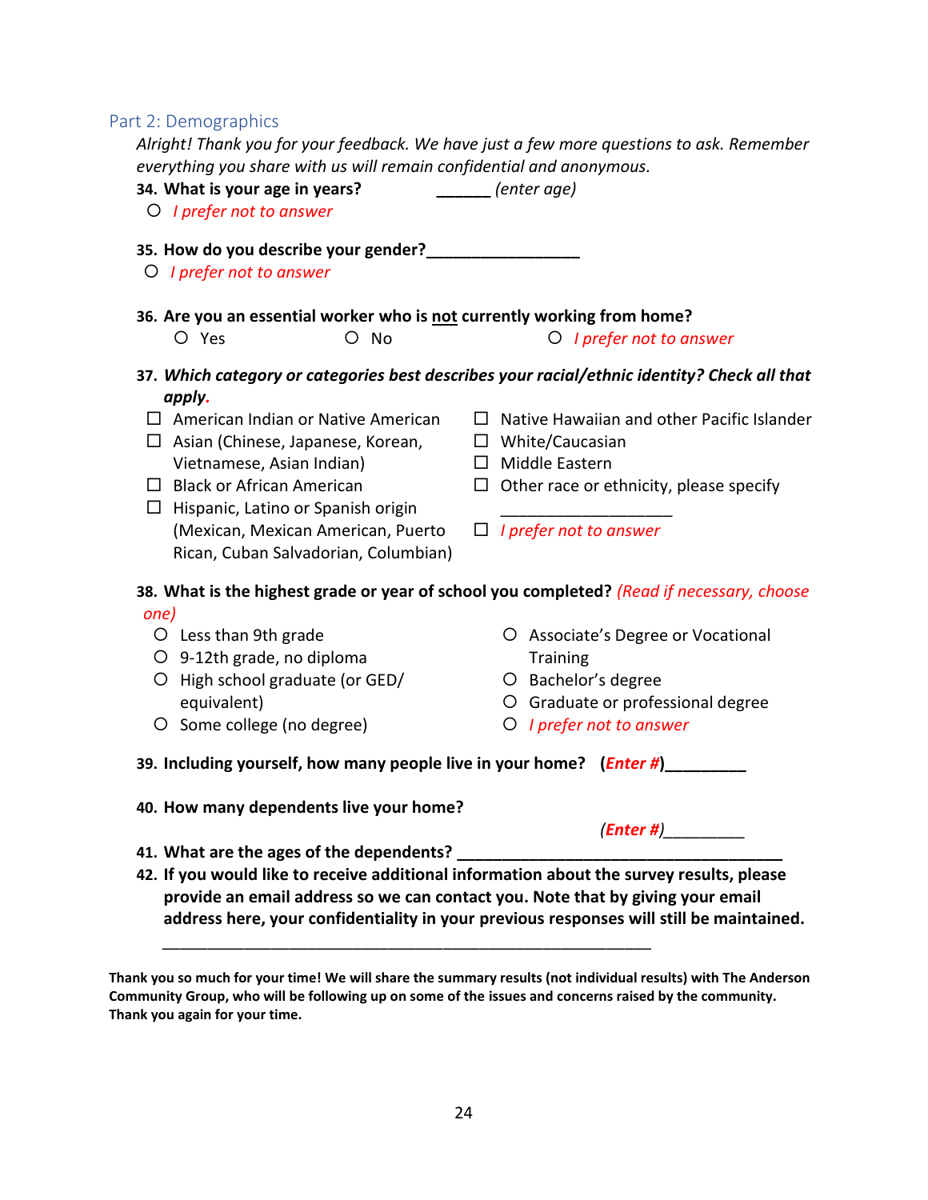## Part 2: Demographics

*Alright! Thank you for your feedback. We have just a few more questions to ask. Remember everything you share with us will remain confidential and anonymous.*

**34. What is your age in years?** ______ *(enter age)*

- ○ *I prefer not to answer*

**35. How do you describe your gender?**_________________

- ○ *I prefer not to answer*

**36. Are you an essential worker who is not currently working from home?**

- ○ Yes
- ○ No
- ○ *I prefer not to answer*

***37. Which category or categories best describes your racial/ethnic identity? Check all that apply.***

- ☐ American Indian or Native American
- ☐ Asian (Chinese, Japanese, Korean, Vietnamese, Asian Indian)
- ☐ Black or African American
- ☐ Hispanic, Latino or Spanish origin (Mexican, Mexican American, Puerto Rican, Cuban Salvadorian, Columbian)
- ☐ Native Hawaiian and other Pacific Islander
- ☐ White/Caucasian
- ☐ Middle Eastern
- ☐ Other race or ethnicity, please specify ___________________
- ☐ *I prefer not to answer*

**38. What is the highest grade or year of school you completed?** *(Read if necessary, choose one)*

- ○ Less than 9th grade
- ○ 9-12th grade, no diploma
- ○ High school graduate (or GED/ equivalent)
- ○ Some college (no degree)
- ○ Associate's Degree or Vocational Training
- ○ Bachelor's degree
- ○ Graduate or professional degree
- ○ *I prefer not to answer*

**39. Including yourself, how many people live in your home? (*Enter #*)**_________

**40. How many dependents live your home?**

*(**Enter #**)*_________

**41. What are the ages of the dependents?** ___________________________________

**42. If you would like to receive additional information about the survey results, please provide an email address so we can contact you. Note that by giving your email address here, your confidentiality in your previous responses will still be maintained.**

_______________________________________________________

**Thank you so much for your time! We will share the summary results (not individual results) with The Anderson Community Group, who will be following up on some of the issues and concerns raised by the community. Thank you again for your time.**